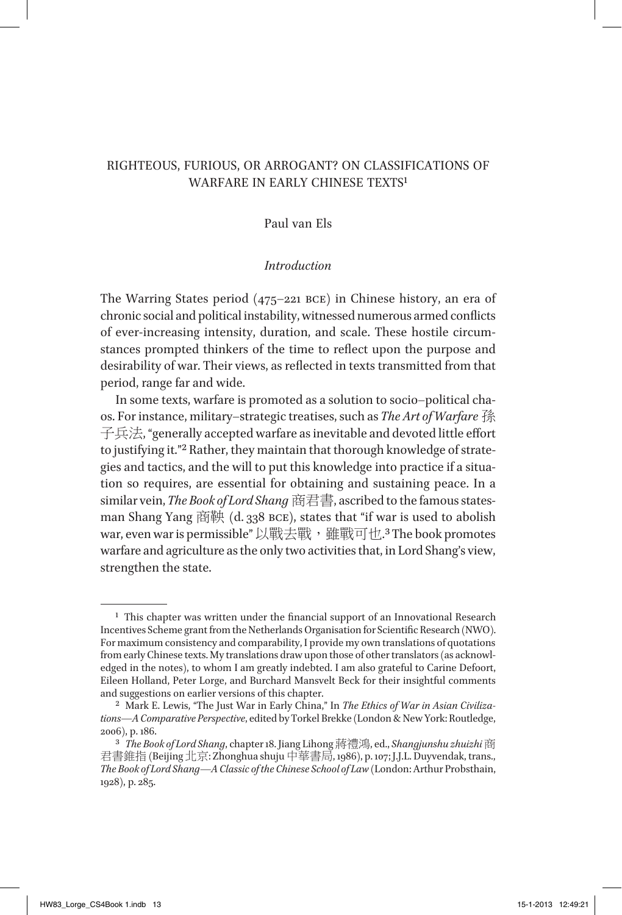# RIGHTEOUS, FURIOUS, OR ARROGANT? ON CLASSIFICATIONS OF WARFARE IN EARLY CHINESE TEXTS[1]

Paul van Els

## *Introduction*

The Warring States period (475–221 BCE) in Chinese history, an era of chronic social and political instability, witnessed numerous armed conflicts of ever-increasing intensity, duration, and scale. These hostile circumstances prompted thinkers of the time to reflect upon the purpose and desirability of war. Their views, as reflected in texts transmitted from that period, range far and wide.

In some texts, warfare is promoted as a solution to socio–political chaos. For instance, military–strategic treatises, such as *The Art of Warfare* 孫子兵法, "generally accepted warfare as inevitable and devoted little effort to justifying it."[2] Rather, they maintain that thorough knowledge of strategies and tactics, and the will to put this knowledge into practice if a situation so requires, are essential for obtaining and sustaining peace. In a similar vein, *The Book of Lord Shang* 商君書, ascribed to the famous statesman Shang Yang 商鞅 (d. 338 BCE), states that "if war is used to abolish war, even war is permissible" 以戰去戰，雖戰可也.[3] The book promotes warfare and agriculture as the only two activities that, in Lord Shang's view, strengthen the state.

---

[1] This chapter was written under the financial support of an Innovational Research Incentives Scheme grant from the Netherlands Organisation for Scientific Research (NWO). For maximum consistency and comparability, I provide my own translations of quotations from early Chinese texts. My translations draw upon those of other translators (as acknowledged in the notes), to whom I am greatly indebted. I am also grateful to Carine Defoort, Eileen Holland, Peter Lorge, and Burchard Mansvelt Beck for their insightful comments and suggestions on earlier versions of this chapter.

[2] Mark E. Lewis, "The Just War in Early China," In *The Ethics of War in Asian Civilizations—A Comparative Perspective*, edited by Torkel Brekke (London & New York: Routledge, 2006), p. 186.

[3] *The Book of Lord Shang*, chapter 18. Jiang Lihong 蔣禮鴻, ed., *Shangjunshu zhuizhi* 商君書錐指 (Beijing 北京: Zhonghua shuju 中華書局, 1986), p. 107; J.J.L. Duyvendak, trans., *The Book of Lord Shang—A Classic of the Chinese School of Law* (London: Arthur Probsthain, 1928), p. 285.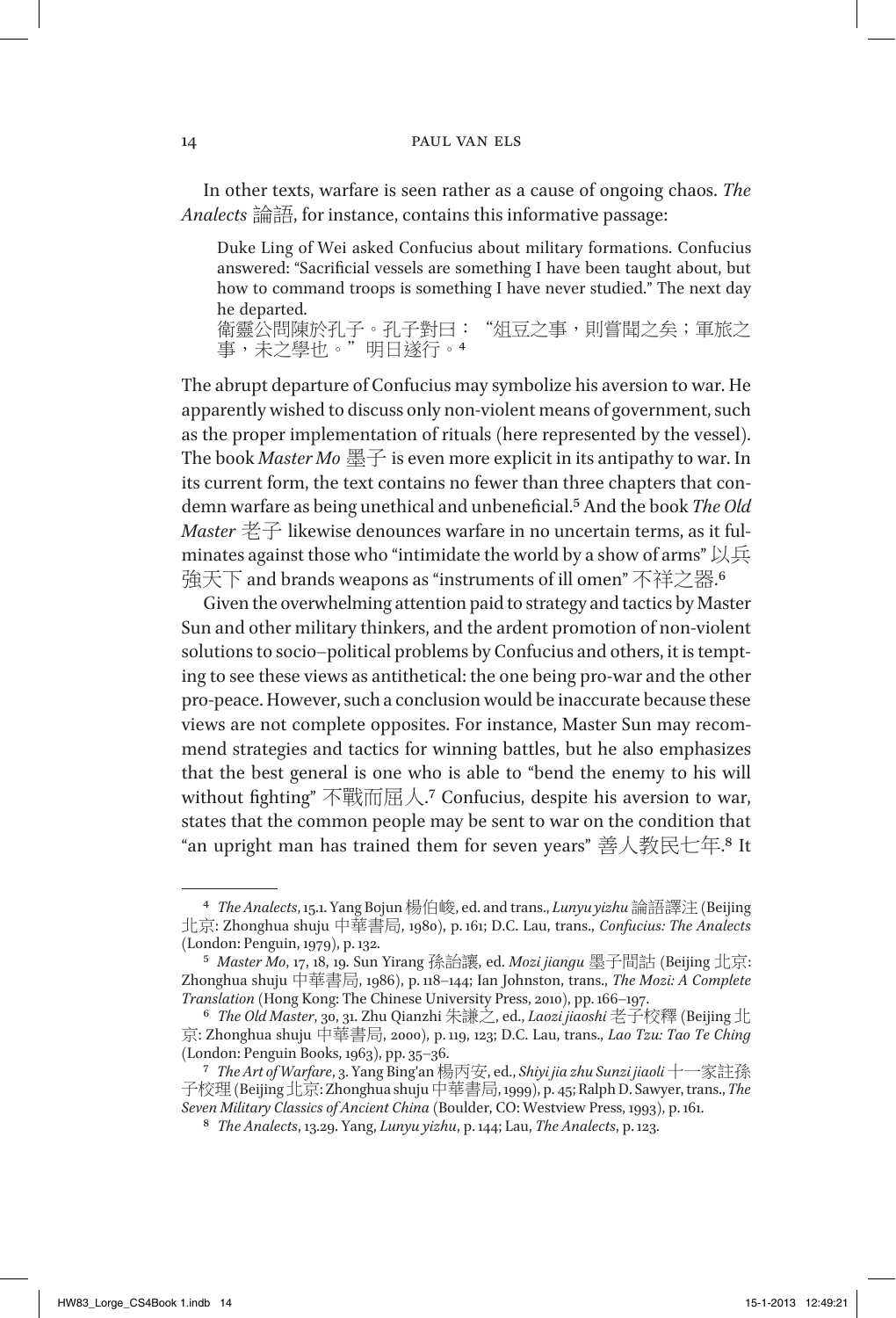In other texts, warfare is seen rather as a cause of ongoing chaos. *The Analects* 論語, for instance, contains this informative passage:

> Duke Ling of Wei asked Confucius about military formations. Confucius answered: "Sacrificial vessels are something I have been taught about, but how to command troops is something I have never studied." The next day he departed.
> 衛靈公問陳於孔子。孔子對曰："俎豆之事，則嘗聞之矣；軍旅之事，未之學也。" 明日遂行。[4]

The abrupt departure of Confucius may symbolize his aversion to war. He apparently wished to discuss only non-violent means of government, such as the proper implementation of rituals (here represented by the vessel). The book *Master Mo* 墨子 is even more explicit in its antipathy to war. In its current form, the text contains no fewer than three chapters that condemn warfare as being unethical and unbeneficial.[5] And the book *The Old Master* 老子 likewise denounces warfare in no uncertain terms, as it fulminates against those who "intimidate the world by a show of arms" 以兵強天下 and brands weapons as "instruments of ill omen" 不祥之器.[6]

Given the overwhelming attention paid to strategy and tactics by Master Sun and other military thinkers, and the ardent promotion of non-violent solutions to socio–political problems by Confucius and others, it is tempting to see these views as antithetical: the one being pro-war and the other pro-peace. However, such a conclusion would be inaccurate because these views are not complete opposites. For instance, Master Sun may recommend strategies and tactics for winning battles, but he also emphasizes that the best general is one who is able to "bend the enemy to his will without fighting" 不戰而屈人.[7] Confucius, despite his aversion to war, states that the common people may be sent to war on the condition that "an upright man has trained them for seven years" 善人教民七年.[8] It

---

[4] *The Analects*, 15.1. Yang Bojun 楊伯峻, ed. and trans., *Lunyu yizhu* 論語譯注 (Beijing 北京: Zhonghua shuju 中華書局, 1980), p. 161; D.C. Lau, trans., *Confucius: The Analects* (London: Penguin, 1979), p. 132.

[5] *Master Mo*, 17, 18, 19. Sun Yirang 孫詒讓, ed. *Mozi jiangu* 墨子閒詁 (Beijing 北京: Zhonghua shuju 中華書局, 1986), p. 118–144; Ian Johnston, trans., *The Mozi: A Complete Translation* (Hong Kong: The Chinese University Press, 2010), pp. 166–197.

[6] *The Old Master*, 30, 31. Zhu Qianzhi 朱謙之, ed., *Laozi jiaoshi* 老子校釋 (Beijing 北京: Zhonghua shuju 中華書局, 2000), p. 119, 123; D.C. Lau, trans., *Lao Tzu: Tao Te Ching* (London: Penguin Books, 1963), pp. 35–36.

[7] *The Art of Warfare*, 3. Yang Bing'an 楊丙安, ed., *Shiyi jia zhu Sunzi jiaoli* 十一家註孫子校理 (Beijing 北京: Zhonghua shuju 中華書局, 1999), p. 45; Ralph D. Sawyer, trans., *The Seven Military Classics of Ancient China* (Boulder, CO: Westview Press, 1993), p. 161.

[8] *The Analects*, 13.29. Yang, *Lunyu yizhu*, p. 144; Lau, *The Analects*, p. 123.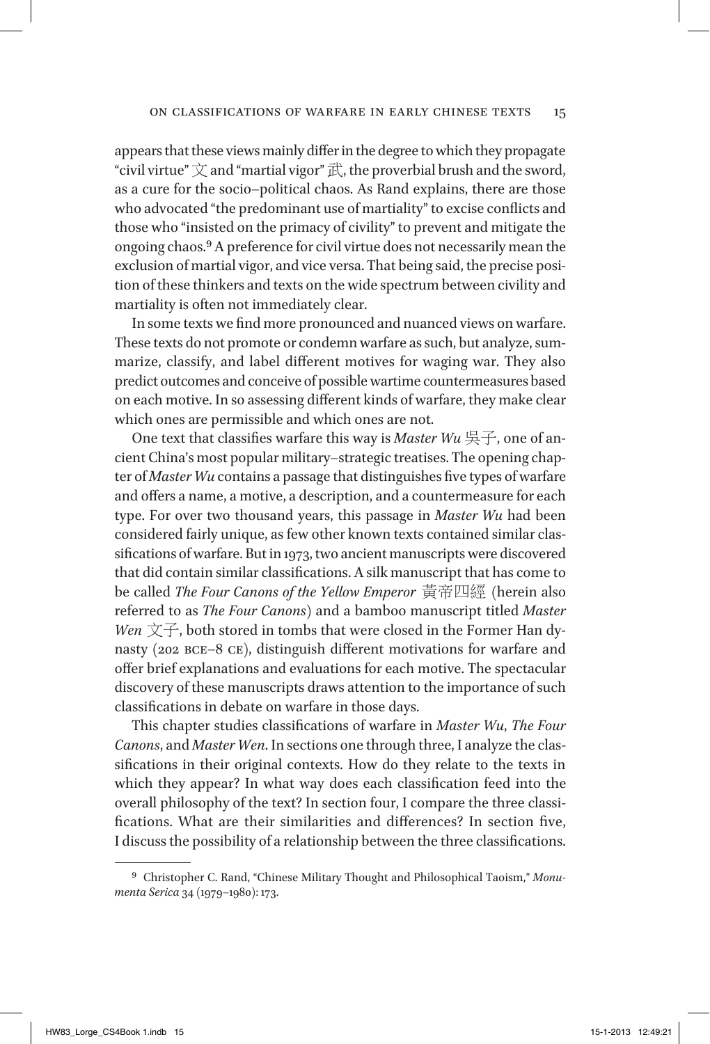appears that these views mainly differ in the degree to which they propagate "civil virtue" 文 and "martial vigor" 武, the proverbial brush and the sword, as a cure for the socio–political chaos. As Rand explains, there are those who advocated "the predominant use of martiality" to excise conflicts and those who "insisted on the primacy of civility" to prevent and mitigate the ongoing chaos.[9] A preference for civil virtue does not necessarily mean the exclusion of martial vigor, and vice versa. That being said, the precise position of these thinkers and texts on the wide spectrum between civility and martiality is often not immediately clear.

In some texts we find more pronounced and nuanced views on warfare. These texts do not promote or condemn warfare as such, but analyze, summarize, classify, and label different motives for waging war. They also predict outcomes and conceive of possible wartime countermeasures based on each motive. In so assessing different kinds of warfare, they make clear which ones are permissible and which ones are not.

One text that classifies warfare this way is *Master Wu* 吳子, one of ancient China's most popular military–strategic treatises. The opening chapter of *Master Wu* contains a passage that distinguishes five types of warfare and offers a name, a motive, a description, and a countermeasure for each type. For over two thousand years, this passage in *Master Wu* had been considered fairly unique, as few other known texts contained similar classifications of warfare. But in 1973, two ancient manuscripts were discovered that did contain similar classifications. A silk manuscript that has come to be called *The Four Canons of the Yellow Emperor* 黃帝四經 (herein also referred to as *The Four Canons*) and a bamboo manuscript titled *Master Wen* 文子, both stored in tombs that were closed in the Former Han dynasty (202 BCE–8 CE), distinguish different motivations for warfare and offer brief explanations and evaluations for each motive. The spectacular discovery of these manuscripts draws attention to the importance of such classifications in debate on warfare in those days.

This chapter studies classifications of warfare in *Master Wu*, *The Four Canons*, and *Master Wen*. In sections one through three, I analyze the classifications in their original contexts. How do they relate to the texts in which they appear? In what way does each classification feed into the overall philosophy of the text? In section four, I compare the three classifications. What are their similarities and differences? In section five, I discuss the possibility of a relationship between the three classifications.

---

[9] Christopher C. Rand, "Chinese Military Thought and Philosophical Taoism," *Monumenta Serica* 34 (1979–1980): 173.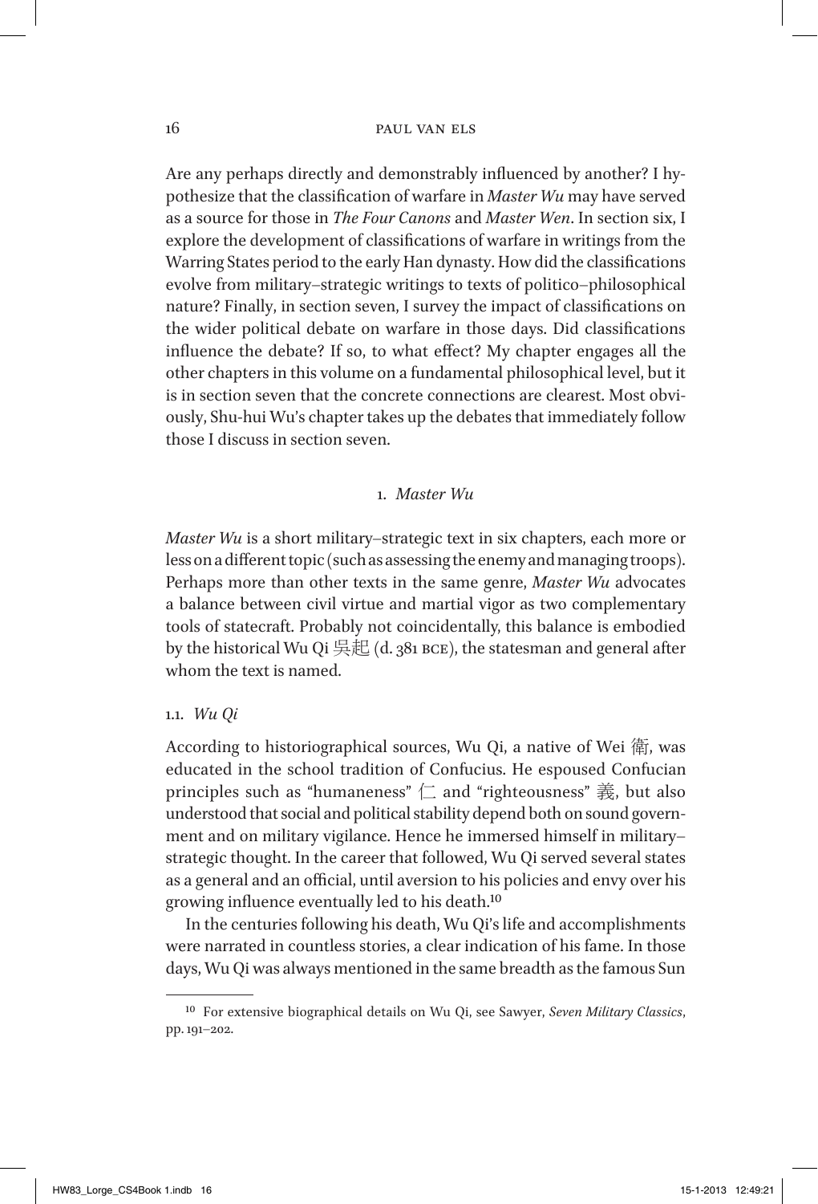Are any perhaps directly and demonstrably influenced by another? I hypothesize that the classification of warfare in *Master Wu* may have served as a source for those in *The Four Canons* and *Master Wen*. In section six, I explore the development of classifications of warfare in writings from the Warring States period to the early Han dynasty. How did the classifications evolve from military–strategic writings to texts of politico–philosophical nature? Finally, in section seven, I survey the impact of classifications on the wider political debate on warfare in those days. Did classifications influence the debate? If so, to what effect? My chapter engages all the other chapters in this volume on a fundamental philosophical level, but it is in section seven that the concrete connections are clearest. Most obviously, Shu-hui Wu's chapter takes up the debates that immediately follow those I discuss in section seven.

## 1. *Master Wu*

*Master Wu* is a short military–strategic text in six chapters, each more or less on a different topic (such as assessing the enemy and managing troops). Perhaps more than other texts in the same genre, *Master Wu* advocates a balance between civil virtue and martial vigor as two complementary tools of statecraft. Probably not coincidentally, this balance is embodied by the historical Wu Qi 吳起 (d. 381 BCE), the statesman and general after whom the text is named.

### 1.1. *Wu Qi*

According to historiographical sources, Wu Qi, a native of Wei 衛, was educated in the school tradition of Confucius. He espoused Confucian principles such as "humaneness" 仁 and "righteousness" 義, but also understood that social and political stability depend both on sound government and on military vigilance. Hence he immersed himself in military–strategic thought. In the career that followed, Wu Qi served several states as a general and an official, until aversion to his policies and envy over his growing influence eventually led to his death.[10]

In the centuries following his death, Wu Qi's life and accomplishments were narrated in countless stories, a clear indication of his fame. In those days, Wu Qi was always mentioned in the same breadth as the famous Sun

[10] For extensive biographical details on Wu Qi, see Sawyer, *Seven Military Classics*, pp. 191–202.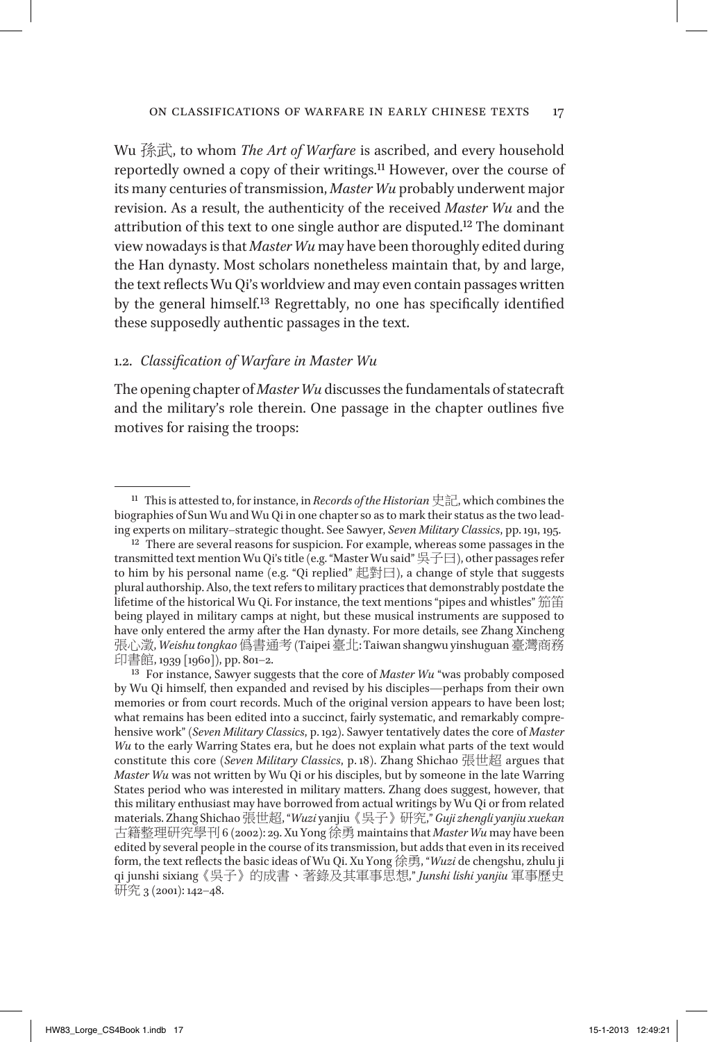Wu 孫武, to whom *The Art of Warfare* is ascribed, and every household reportedly owned a copy of their writings.[11] However, over the course of its many centuries of transmission, *Master Wu* probably underwent major revision. As a result, the authenticity of the received *Master Wu* and the attribution of this text to one single author are disputed.[12] The dominant view nowadays is that *Master Wu* may have been thoroughly edited during the Han dynasty. Most scholars nonetheless maintain that, by and large, the text reflects Wu Qi's worldview and may even contain passages written by the general himself.[13] Regrettably, no one has specifically identified these supposedly authentic passages in the text.

### 1.2. *Classification of Warfare in Master Wu*

The opening chapter of *Master Wu* discusses the fundamentals of statecraft and the military's role therein. One passage in the chapter outlines five motives for raising the troops:

---

[11] This is attested to, for instance, in *Records of the Historian* 史記, which combines the biographies of Sun Wu and Wu Qi in one chapter so as to mark their status as the two leading experts on military–strategic thought. See Sawyer, *Seven Military Classics*, pp. 191, 195.

[12] There are several reasons for suspicion. For example, whereas some passages in the transmitted text mention Wu Qi's title (e.g. "Master Wu said" 吳子曰), other passages refer to him by his personal name (e.g. "Qi replied" 起對曰), a change of style that suggests plural authorship. Also, the text refers to military practices that demonstrably postdate the lifetime of the historical Wu Qi. For instance, the text mentions "pipes and whistles" 笳笛 being played in military camps at night, but these musical instruments are supposed to have only entered the army after the Han dynasty. For more details, see Zhang Xincheng 張心澂, *Weishu tongkao* 僞書通考 (Taipei 臺北: Taiwan shangwu yinshuguan 臺灣商務印書館, 1939 [1960]), pp. 801–2.

[13] For instance, Sawyer suggests that the core of *Master Wu* "was probably composed by Wu Qi himself, then expanded and revised by his disciples—perhaps from their own memories or from court records. Much of the original version appears to have been lost; what remains has been edited into a succinct, fairly systematic, and remarkably comprehensive work" (*Seven Military Classics*, p. 192). Sawyer tentatively dates the core of *Master Wu* to the early Warring States era, but he does not explain what parts of the text would constitute this core (*Seven Military Classics*, p. 18). Zhang Shichao 張世超 argues that *Master Wu* was not written by Wu Qi or his disciples, but by someone in the late Warring States period who was interested in military matters. Zhang does suggest, however, that this military enthusiast may have borrowed from actual writings by Wu Qi or from related materials. Zhang Shichao 張世超, "*Wuzi* yanjiu《吳子》研究," *Guji zhengli yanjiu xuekan* 古籍整理研究學刊 6 (2002): 29. Xu Yong 徐勇 maintains that *Master Wu* may have been edited by several people in the course of its transmission, but adds that even in its received form, the text reflects the basic ideas of Wu Qi. Xu Yong 徐勇, "*Wuzi* de chengshu, zhulu ji qi junshi sixiang《吳子》的成書、著錄及其軍事思想," *Junshi lishi yanjiu* 軍事歷史研究 3 (2001): 142–48.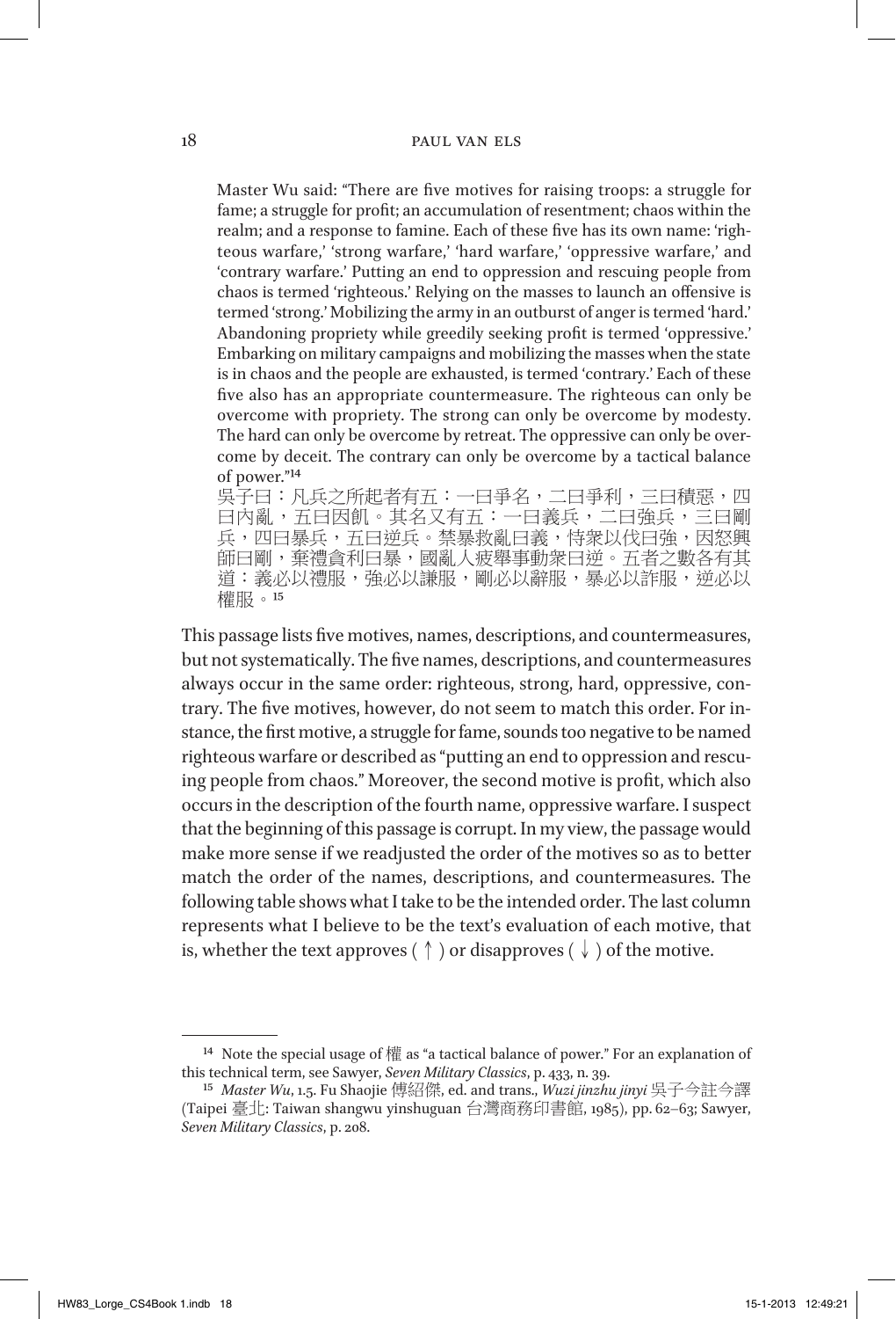> Master Wu said: "There are five motives for raising troops: a struggle for fame; a struggle for profit; an accumulation of resentment; chaos within the realm; and a response to famine. Each of these five has its own name: 'righteous warfare,' 'strong warfare,' 'hard warfare,' 'oppressive warfare,' and 'contrary warfare.' Putting an end to oppression and rescuing people from chaos is termed 'righteous.' Relying on the masses to launch an offensive is termed 'strong.' Mobilizing the army in an outburst of anger is termed 'hard.' Abandoning propriety while greedily seeking profit is termed 'oppressive.' Embarking on military campaigns and mobilizing the masses when the state is in chaos and the people are exhausted, is termed 'contrary.' Each of these five also has an appropriate countermeasure. The righteous can only be overcome with propriety. The strong can only be overcome by modesty. The hard can only be overcome by retreat. The oppressive can only be overcome by deceit. The contrary can only be overcome by a tactical balance of power."[14]
>
> 吳子曰：凡兵之所起者有五：一曰爭名，二曰爭利，三曰積惡，四曰內亂，五曰因飢。其名又有五：一曰義兵，二曰強兵，三曰剛兵，四曰暴兵，五曰逆兵。禁暴救亂曰義，恃眾以伐曰強，因怒興師曰剛，棄禮貪利曰暴，國亂人疲舉事動眾曰逆。五者之數各有其道：義必以禮服，強必以謙服，剛必以辭服，暴必以詐服，逆必以權服。[15]

This passage lists five motives, names, descriptions, and countermeasures, but not systematically. The five names, descriptions, and countermeasures always occur in the same order: righteous, strong, hard, oppressive, contrary. The five motives, however, do not seem to match this order. For instance, the first motive, a struggle for fame, sounds too negative to be named righteous warfare or described as "putting an end to oppression and rescuing people from chaos." Moreover, the second motive is profit, which also occurs in the description of the fourth name, oppressive warfare. I suspect that the beginning of this passage is corrupt. In my view, the passage would make more sense if we readjusted the order of the motives so as to better match the order of the names, descriptions, and countermeasures. The following table shows what I take to be the intended order. The last column represents what I believe to be the text's evaluation of each motive, that is, whether the text approves ( ↑ ) or disapproves ( ↓ ) of the motive.

---

[14] Note the special usage of 權 as "a tactical balance of power." For an explanation of this technical term, see Sawyer, *Seven Military Classics*, p. 433, n. 39.

[15] *Master Wu*, 1.5. Fu Shaojie 傅紹傑, ed. and trans., *Wuzi jinzhu jinyi* 吳子今註今譯 (Taipei 臺北: Taiwan shangwu yinshuguan 台灣商務印書館, 1985), pp. 62–63; Sawyer, *Seven Military Classics*, p. 208.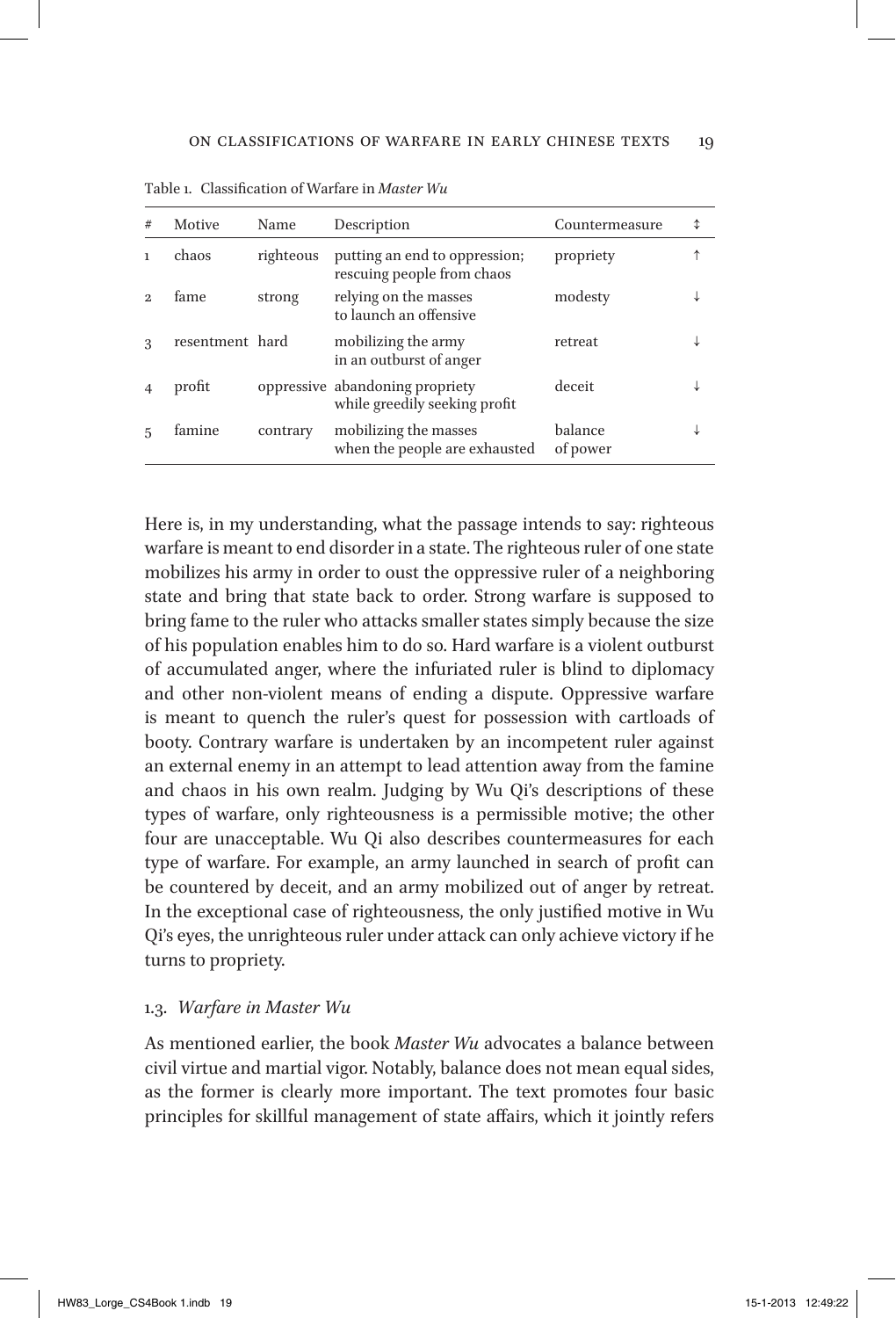Table 1. Classification of Warfare in *Master Wu*

| # | Motive | Name | Description | Countermeasure | ↕ |
|---|---|---|---|---|---|
| 1 | chaos | righteous | putting an end to oppression; rescuing people from chaos | propriety | ↑ |
| 2 | fame | strong | relying on the masses to launch an offensive | modesty | ↓ |
| 3 | resentment | hard | mobilizing the army in an outburst of anger | retreat | ↓ |
| 4 | profit | oppressive | abandoning propriety while greedily seeking profit | deceit | ↓ |
| 5 | famine | contrary | mobilizing the masses when the people are exhausted | balance of power | ↓ |

Here is, in my understanding, what the passage intends to say: righteous warfare is meant to end disorder in a state. The righteous ruler of one state mobilizes his army in order to oust the oppressive ruler of a neighboring state and bring that state back to order. Strong warfare is supposed to bring fame to the ruler who attacks smaller states simply because the size of his population enables him to do so. Hard warfare is a violent outburst of accumulated anger, where the infuriated ruler is blind to diplomacy and other non-violent means of ending a dispute. Oppressive warfare is meant to quench the ruler's quest for possession with cartloads of booty. Contrary warfare is undertaken by an incompetent ruler against an external enemy in an attempt to lead attention away from the famine and chaos in his own realm. Judging by Wu Qi's descriptions of these types of warfare, only righteousness is a permissible motive; the other four are unacceptable. Wu Qi also describes countermeasures for each type of warfare. For example, an army launched in search of profit can be countered by deceit, and an army mobilized out of anger by retreat. In the exceptional case of righteousness, the only justified motive in Wu Qi's eyes, the unrighteous ruler under attack can only achieve victory if he turns to propriety.

### 1.3. *Warfare in Master Wu*

As mentioned earlier, the book *Master Wu* advocates a balance between civil virtue and martial vigor. Notably, balance does not mean equal sides, as the former is clearly more important. The text promotes four basic principles for skillful management of state affairs, which it jointly refers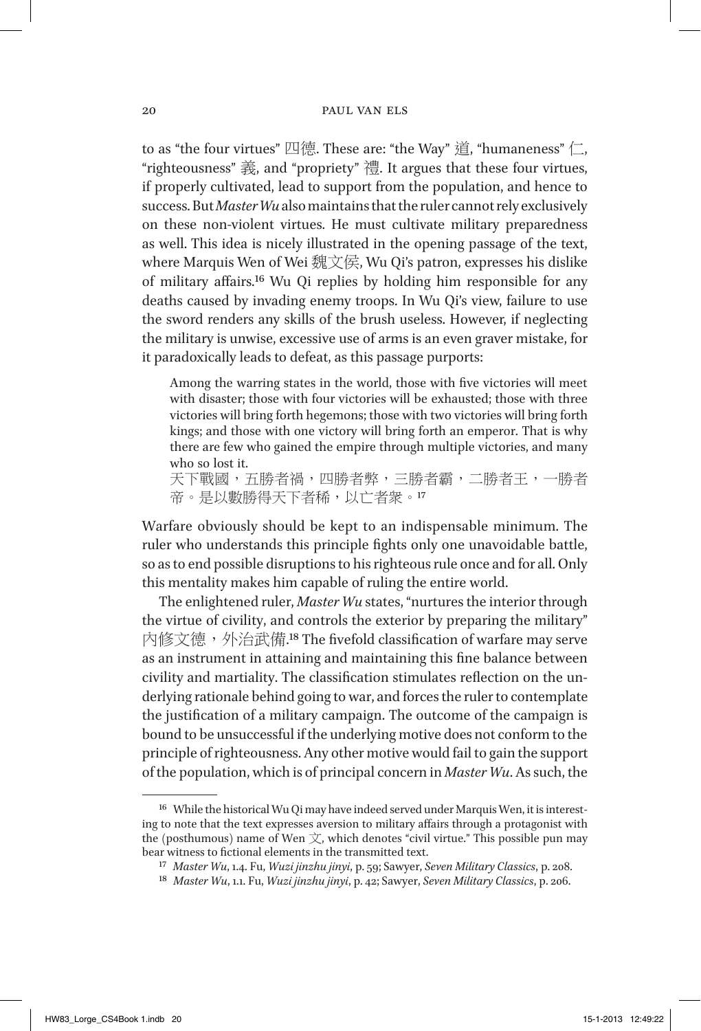to as "the four virtues" 四德. These are: "the Way" 道, "humaneness" 仁, "righteousness" 義, and "propriety" 禮. It argues that these four virtues, if properly cultivated, lead to support from the population, and hence to success. But *Master Wu* also maintains that the ruler cannot rely exclusively on these non-violent virtues. He must cultivate military preparedness as well. This idea is nicely illustrated in the opening passage of the text, where Marquis Wen of Wei 魏文侯, Wu Qi's patron, expresses his dislike of military affairs.[16] Wu Qi replies by holding him responsible for any deaths caused by invading enemy troops. In Wu Qi's view, failure to use the sword renders any skills of the brush useless. However, if neglecting the military is unwise, excessive use of arms is an even graver mistake, for it paradoxically leads to defeat, as this passage purports:

> Among the warring states in the world, those with five victories will meet with disaster; those with four victories will be exhausted; those with three victories will bring forth hegemons; those with two victories will bring forth kings; and those with one victory will bring forth an emperor. That is why there are few who gained the empire through multiple victories, and many who so lost it.
>
> 天下戰國，五勝者禍，四勝者弊，三勝者霸，二勝者王，一勝者帝。是以數勝得天下者稀，以亡者衆。[17]

Warfare obviously should be kept to an indispensable minimum. The ruler who understands this principle fights only one unavoidable battle, so as to end possible disruptions to his righteous rule once and for all. Only this mentality makes him capable of ruling the entire world.

The enlightened ruler, *Master Wu* states, "nurtures the interior through the virtue of civility, and controls the exterior by preparing the military" 內修文德，外治武備.[18] The fivefold classification of warfare may serve as an instrument in attaining and maintaining this fine balance between civility and martiality. The classification stimulates reflection on the underlying rationale behind going to war, and forces the ruler to contemplate the justification of a military campaign. The outcome of the campaign is bound to be unsuccessful if the underlying motive does not conform to the principle of righteousness. Any other motive would fail to gain the support of the population, which is of principal concern in *Master Wu*. As such, the

---

[16] While the historical Wu Qi may have indeed served under Marquis Wen, it is interesting to note that the text expresses aversion to military affairs through a protagonist with the (posthumous) name of Wen 文, which denotes "civil virtue." This possible pun may bear witness to fictional elements in the transmitted text.

[17] *Master Wu*, 1.4. Fu, *Wuzi jinzhu jinyi*, p. 59; Sawyer, *Seven Military Classics*, p. 208.

[18] *Master Wu*, 1.1. Fu, *Wuzi jinzhu jinyi*, p. 42; Sawyer, *Seven Military Classics*, p. 206.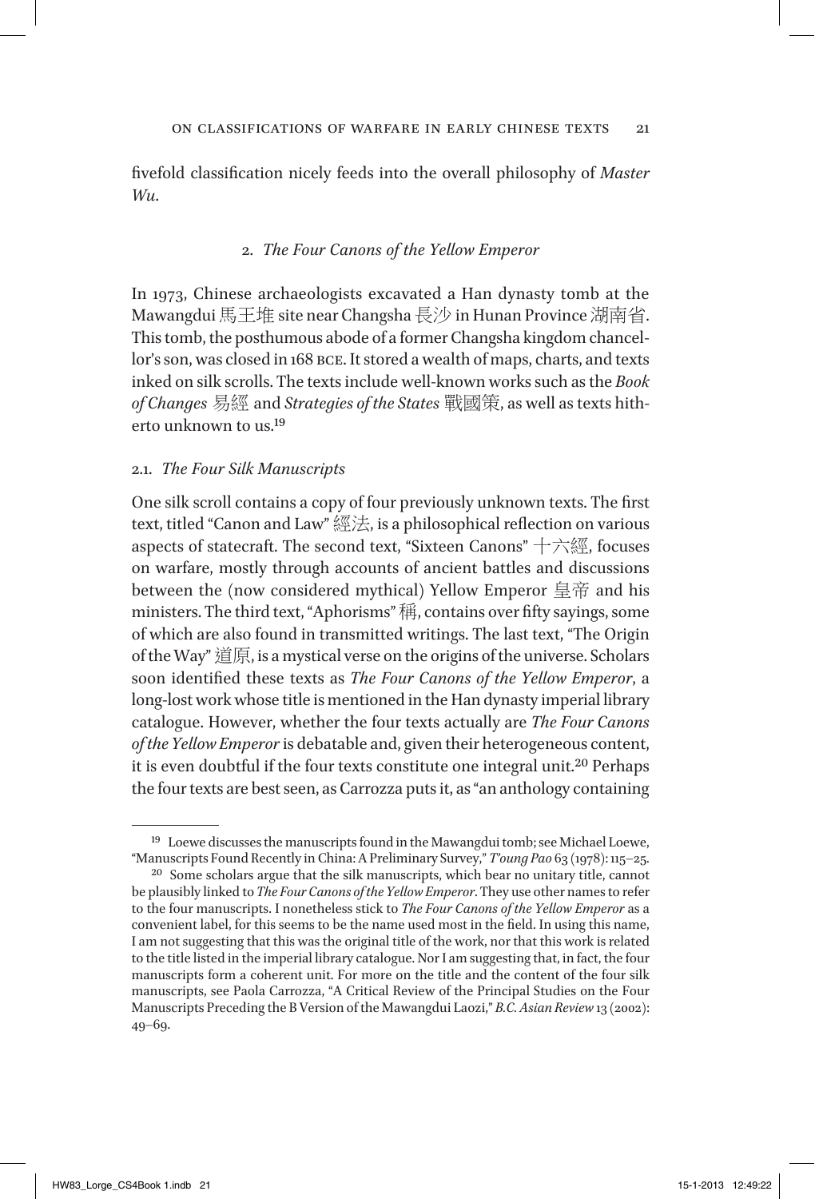fivefold classification nicely feeds into the overall philosophy of *Master Wu*.

## 2. *The Four Canons of the Yellow Emperor*

In 1973, Chinese archaeologists excavated a Han dynasty tomb at the Mawangdui 馬王堆 site near Changsha 長沙 in Hunan Province 湖南省. This tomb, the posthumous abode of a former Changsha kingdom chancellor's son, was closed in 168 BCE. It stored a wealth of maps, charts, and texts inked on silk scrolls. The texts include well-known works such as the *Book of Changes* 易經 and *Strategies of the States* 戰國策, as well as texts hitherto unknown to us.[19]

### 2.1. *The Four Silk Manuscripts*

One silk scroll contains a copy of four previously unknown texts. The first text, titled "Canon and Law" 經法, is a philosophical reflection on various aspects of statecraft. The second text, "Sixteen Canons" 十六經, focuses on warfare, mostly through accounts of ancient battles and discussions between the (now considered mythical) Yellow Emperor 皇帝 and his ministers. The third text, "Aphorisms" 稱, contains over fifty sayings, some of which are also found in transmitted writings. The last text, "The Origin of the Way" 道原, is a mystical verse on the origins of the universe. Scholars soon identified these texts as *The Four Canons of the Yellow Emperor*, a long-lost work whose title is mentioned in the Han dynasty imperial library catalogue. However, whether the four texts actually are *The Four Canons of the Yellow Emperor* is debatable and, given their heterogeneous content, it is even doubtful if the four texts constitute one integral unit.[20] Perhaps the four texts are best seen, as Carrozza puts it, as "an anthology containing

---

[19] Loewe discusses the manuscripts found in the Mawangdui tomb; see Michael Loewe, "Manuscripts Found Recently in China: A Preliminary Survey," *T'oung Pao* 63 (1978): 115–25.

[20] Some scholars argue that the silk manuscripts, which bear no unitary title, cannot be plausibly linked to *The Four Canons of the Yellow Emperor*. They use other names to refer to the four manuscripts. I nonetheless stick to *The Four Canons of the Yellow Emperor* as a convenient label, for this seems to be the name used most in the field. In using this name, I am not suggesting that this was the original title of the work, nor that this work is related to the title listed in the imperial library catalogue. Nor I am suggesting that, in fact, the four manuscripts form a coherent unit. For more on the title and the content of the four silk manuscripts, see Paola Carrozza, "A Critical Review of the Principal Studies on the Four Manuscripts Preceding the B Version of the Mawangdui Laozi," *B.C. Asian Review* 13 (2002): 49–69.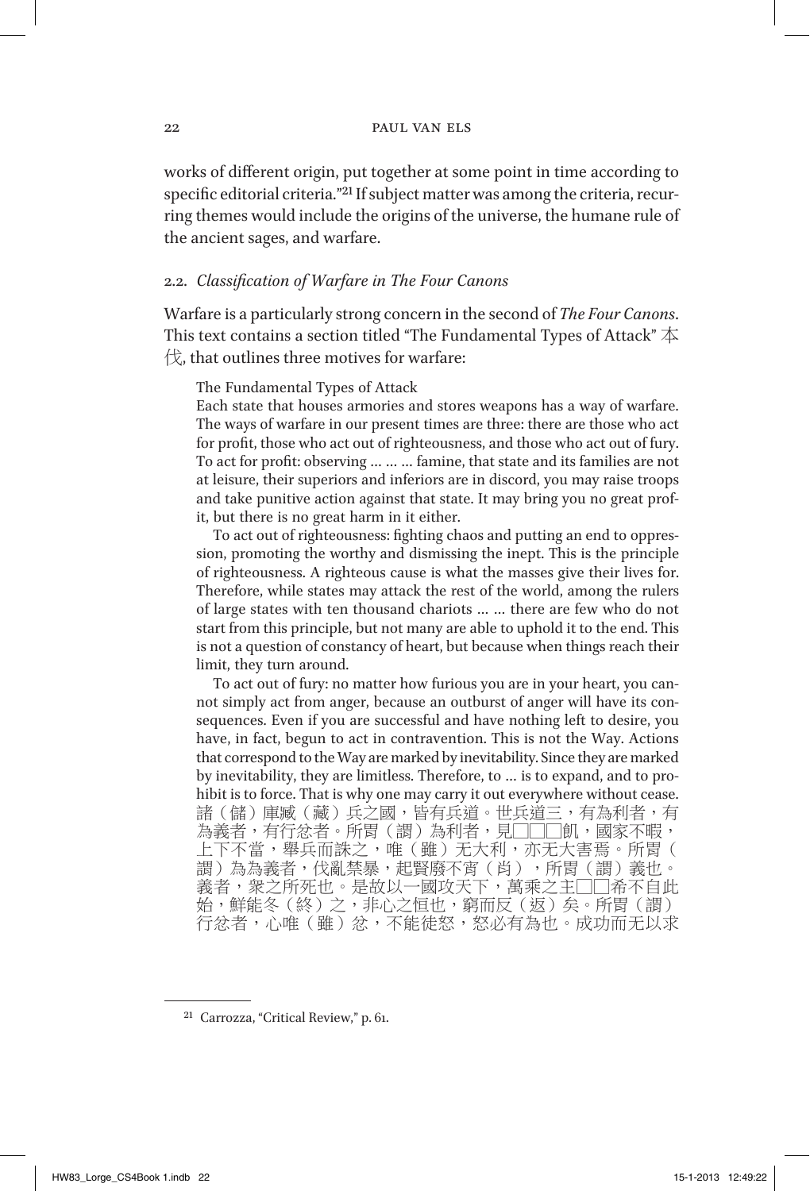works of different origin, put together at some point in time according to specific editorial criteria."[21] If subject matter was among the criteria, recurring themes would include the origins of the universe, the humane rule of the ancient sages, and warfare.

## 2.2. *Classification of Warfare in The Four Canons*

Warfare is a particularly strong concern in the second of *The Four Canons*. This text contains a section titled "The Fundamental Types of Attack" 本伐, that outlines three motives for warfare:

> The Fundamental Types of Attack
>
> Each state that houses armories and stores weapons has a way of warfare. The ways of warfare in our present times are three: there are those who act for profit, those who act out of righteousness, and those who act out of fury. To act for profit: observing … … … famine, that state and its families are not at leisure, their superiors and inferiors are in discord, you may raise troops and take punitive action against that state. It may bring you no great profit, but there is no great harm in it either.
>
> To act out of righteousness: fighting chaos and putting an end to oppression, promoting the worthy and dismissing the inept. This is the principle of righteousness. A righteous cause is what the masses give their lives for. Therefore, while states may attack the rest of the world, among the rulers of large states with ten thousand chariots … … there are few who do not start from this principle, but not many are able to uphold it to the end. This is not a question of constancy of heart, but because when things reach their limit, they turn around.
>
> To act out of fury: no matter how furious you are in your heart, you cannot simply act from anger, because an outburst of anger will have its consequences. Even if you are successful and have nothing left to desire, you have, in fact, begun to act in contravention. This is not the Way. Actions that correspond to the Way are marked by inevitability. Since they are marked by inevitability, they are limitless. Therefore, to … is to expand, and to prohibit is to force. That is why one may carry it out everywhere without cease.
>
> 諸（儲）庫臧（藏）兵之國，皆有兵道。世兵道三，有為利者，有為義者，有行忿者。所胃（謂）為利者，見□□□飢，國家不暇，上下不當，舉兵而誅之，唯（雖）无大利，亦无大害焉。所胃（謂）為為義者，伐亂禁暴，起賢廢不宵（肖），所胃（謂）義也。義者，眾之所死也。是故以一國攻天下，萬乘之主□□希不自此始，鮮能冬（終）之，非心之恒也，窮而反（返）矣。所胃（謂）行忿者，心唯（雖）忿，不能徒怒，怒必有為也。成功而无以求

[21] Carrozza, "Critical Review," p. 61.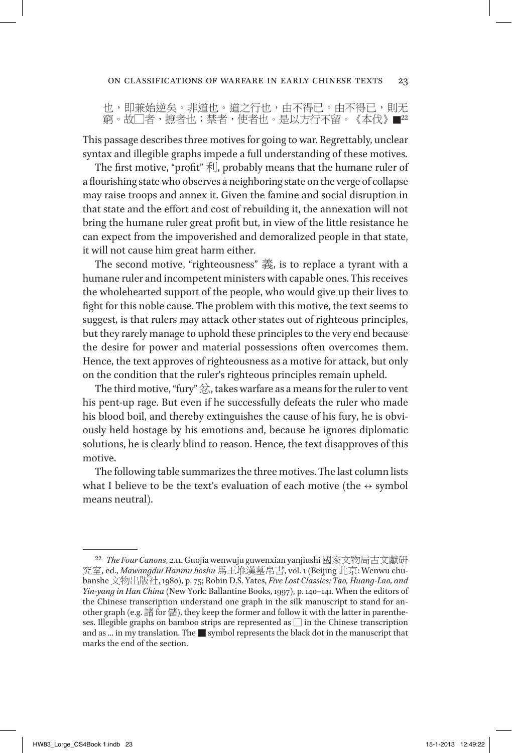也，即兼始逆矣。非道也。道之行也，由不得已。由不得已，則无窮。故□者，摭者也；禁者，使者也。是以方行不留。《本伐》■[22]

This passage describes three motives for going to war. Regrettably, unclear syntax and illegible graphs impede a full understanding of these motives.

The first motive, "profit" 利, probably means that the humane ruler of a flourishing state who observes a neighboring state on the verge of collapse may raise troops and annex it. Given the famine and social disruption in that state and the effort and cost of rebuilding it, the annexation will not bring the humane ruler great profit but, in view of the little resistance he can expect from the impoverished and demoralized people in that state, it will not cause him great harm either.

The second motive, "righteousness" 義, is to replace a tyrant with a humane ruler and incompetent ministers with capable ones. This receives the wholehearted support of the people, who would give up their lives to fight for this noble cause. The problem with this motive, the text seems to suggest, is that rulers may attack other states out of righteous principles, but they rarely manage to uphold these principles to the very end because the desire for power and material possessions often overcomes them. Hence, the text approves of righteousness as a motive for attack, but only on the condition that the ruler's righteous principles remain upheld.

The third motive, "fury" 忿, takes warfare as a means for the ruler to vent his pent-up rage. But even if he successfully defeats the ruler who made his blood boil, and thereby extinguishes the cause of his fury, he is obviously held hostage by his emotions and, because he ignores diplomatic solutions, he is clearly blind to reason. Hence, the text disapproves of this motive.

The following table summarizes the three motives. The last column lists what I believe to be the text's evaluation of each motive (the ↔ symbol means neutral).

---

[22] *The Four Canons*, 2.11. Guojia wenwuju guwenxian yanjiushi 國家文物局古文獻研究室, ed., *Mawangdui Hanmu boshu* 馬王堆漢墓帛書, vol. 1 (Beijing 北京: Wenwu chubanshe 文物出版社, 1980), p. 75; Robin D.S. Yates, *Five Lost Classics: Tao, Huang-Lao, and Yin-yang in Han China* (New York: Ballantine Books, 1997), p. 140–141. When the editors of the Chinese transcription understand one graph in the silk manuscript to stand for another graph (e.g. 諸 for 儲), they keep the former and follow it with the latter in parentheses. Illegible graphs on bamboo strips are represented as □ in the Chinese transcription and as ... in my translation. The ■ symbol represents the black dot in the manuscript that marks the end of the section.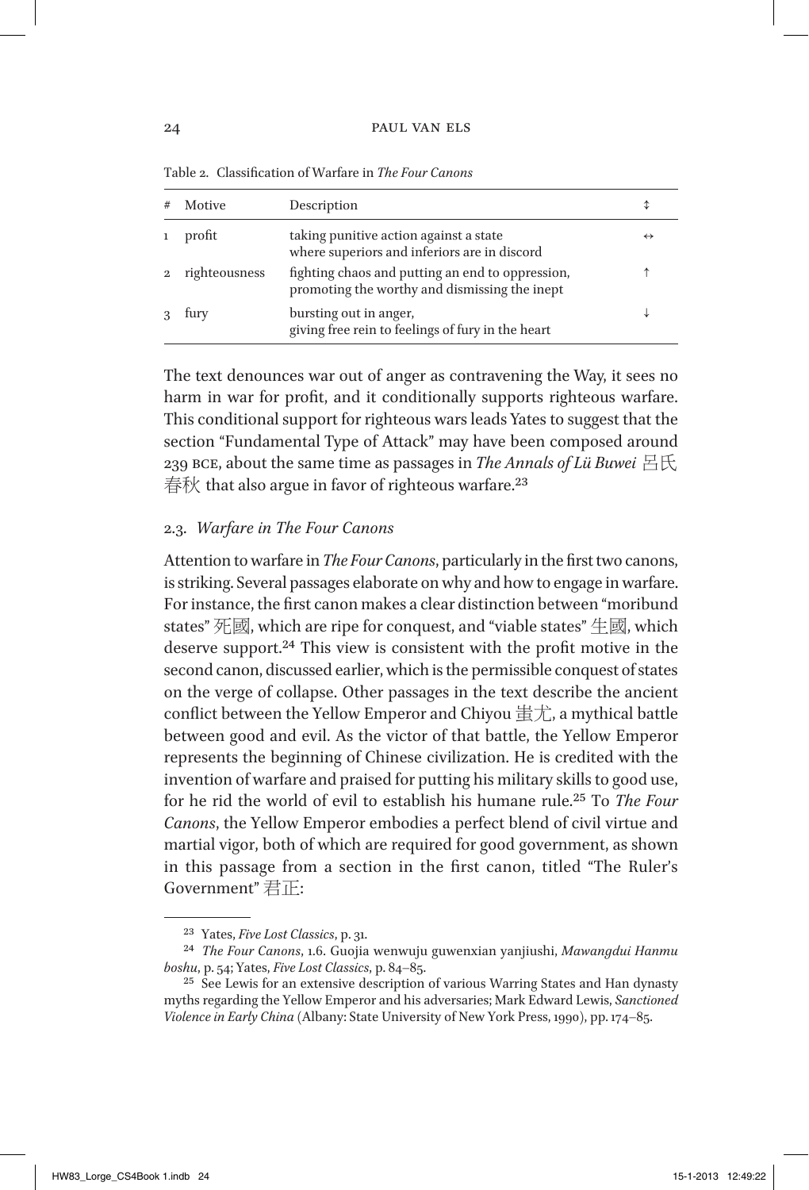Table 2. Classification of Warfare in *The Four Canons*

| # | Motive | Description | ↕ |
|---|---|---|---|
| 1 | profit | taking punitive action against a state where superiors and inferiors are in discord | ↔ |
| 2 | righteousness | fighting chaos and putting an end to oppression, promoting the worthy and dismissing the inept | ↑ |
| 3 | fury | bursting out in anger, giving free rein to feelings of fury in the heart | ↓ |

The text denounces war out of anger as contravening the Way, it sees no harm in war for profit, and it conditionally supports righteous warfare. This conditional support for righteous wars leads Yates to suggest that the section "Fundamental Type of Attack" may have been composed around 239 BCE, about the same time as passages in *The Annals of Lü Buwei* 呂氏春秋 that also argue in favor of righteous warfare.[23]

### 2.3. *Warfare in The Four Canons*

Attention to warfare in *The Four Canons*, particularly in the first two canons, is striking. Several passages elaborate on why and how to engage in warfare. For instance, the first canon makes a clear distinction between "moribund states" 死國, which are ripe for conquest, and "viable states" 生國, which deserve support.[24] This view is consistent with the profit motive in the second canon, discussed earlier, which is the permissible conquest of states on the verge of collapse. Other passages in the text describe the ancient conflict between the Yellow Emperor and Chiyou 蚩尤, a mythical battle between good and evil. As the victor of that battle, the Yellow Emperor represents the beginning of Chinese civilization. He is credited with the invention of warfare and praised for putting his military skills to good use, for he rid the world of evil to establish his humane rule.[25] To *The Four Canons*, the Yellow Emperor embodies a perfect blend of civil virtue and martial vigor, both of which are required for good government, as shown in this passage from a section in the first canon, titled "The Ruler's Government" 君正:

---

[23] Yates, *Five Lost Classics*, p. 31.

[24] *The Four Canons*, 1.6. Guojia wenwuju guwenxian yanjiushi, *Mawangdui Hanmu boshu*, p. 54; Yates, *Five Lost Classics*, p. 84–85.

[25] See Lewis for an extensive description of various Warring States and Han dynasty myths regarding the Yellow Emperor and his adversaries; Mark Edward Lewis, *Sanctioned Violence in Early China* (Albany: State University of New York Press, 1990), pp. 174–85.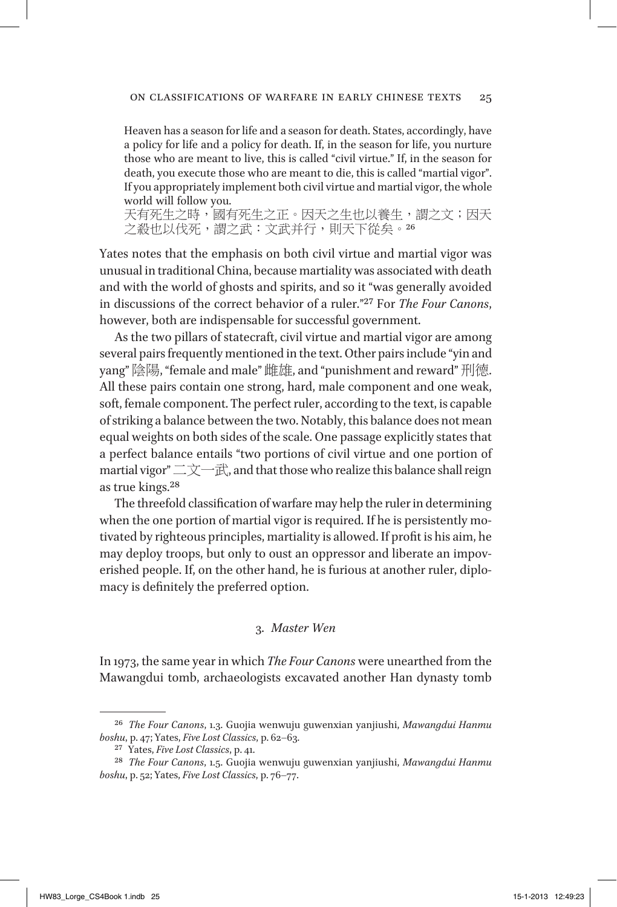> Heaven has a season for life and a season for death. States, accordingly, have a policy for life and a policy for death. If, in the season for life, you nurture those who are meant to live, this is called "civil virtue." If, in the season for death, you execute those who are meant to die, this is called "martial vigor". If you appropriately implement both civil virtue and martial vigor, the whole world will follow you.
> 天有死生之時，國有死生之正。因天之生也以養生，謂之文；因天之殺也以伐死，謂之武：文武并行，則天下從矣。[26]

Yates notes that the emphasis on both civil virtue and martial vigor was unusual in traditional China, because martiality was associated with death and with the world of ghosts and spirits, and so it "was generally avoided in discussions of the correct behavior of a ruler."[27] For *The Four Canons*, however, both are indispensable for successful government.

As the two pillars of statecraft, civil virtue and martial vigor are among several pairs frequently mentioned in the text. Other pairs include "yin and yang" 陰陽, "female and male" 雌雄, and "punishment and reward" 刑德. All these pairs contain one strong, hard, male component and one weak, soft, female component. The perfect ruler, according to the text, is capable of striking a balance between the two. Notably, this balance does not mean equal weights on both sides of the scale. One passage explicitly states that a perfect balance entails "two portions of civil virtue and one portion of martial vigor" 二文一武, and that those who realize this balance shall reign as true kings.[28]

The threefold classification of warfare may help the ruler in determining when the one portion of martial vigor is required. If he is persistently motivated by righteous principles, martiality is allowed. If profit is his aim, he may deploy troops, but only to oust an oppressor and liberate an impoverished people. If, on the other hand, he is furious at another ruler, diplomacy is definitely the preferred option.

### 3. *Master Wen*

In 1973, the same year in which *The Four Canons* were unearthed from the Mawangdui tomb, archaeologists excavated another Han dynasty tomb

---

[26] *The Four Canons*, 1.3. Guojia wenwuju guwenxian yanjiushi, *Mawangdui Hanmu boshu*, p. 47; Yates, *Five Lost Classics*, p. 62–63.

[27] Yates, *Five Lost Classics*, p. 41.

[28] *The Four Canons*, 1.5. Guojia wenwuju guwenxian yanjiushi, *Mawangdui Hanmu boshu*, p. 52; Yates, *Five Lost Classics*, p. 76–77.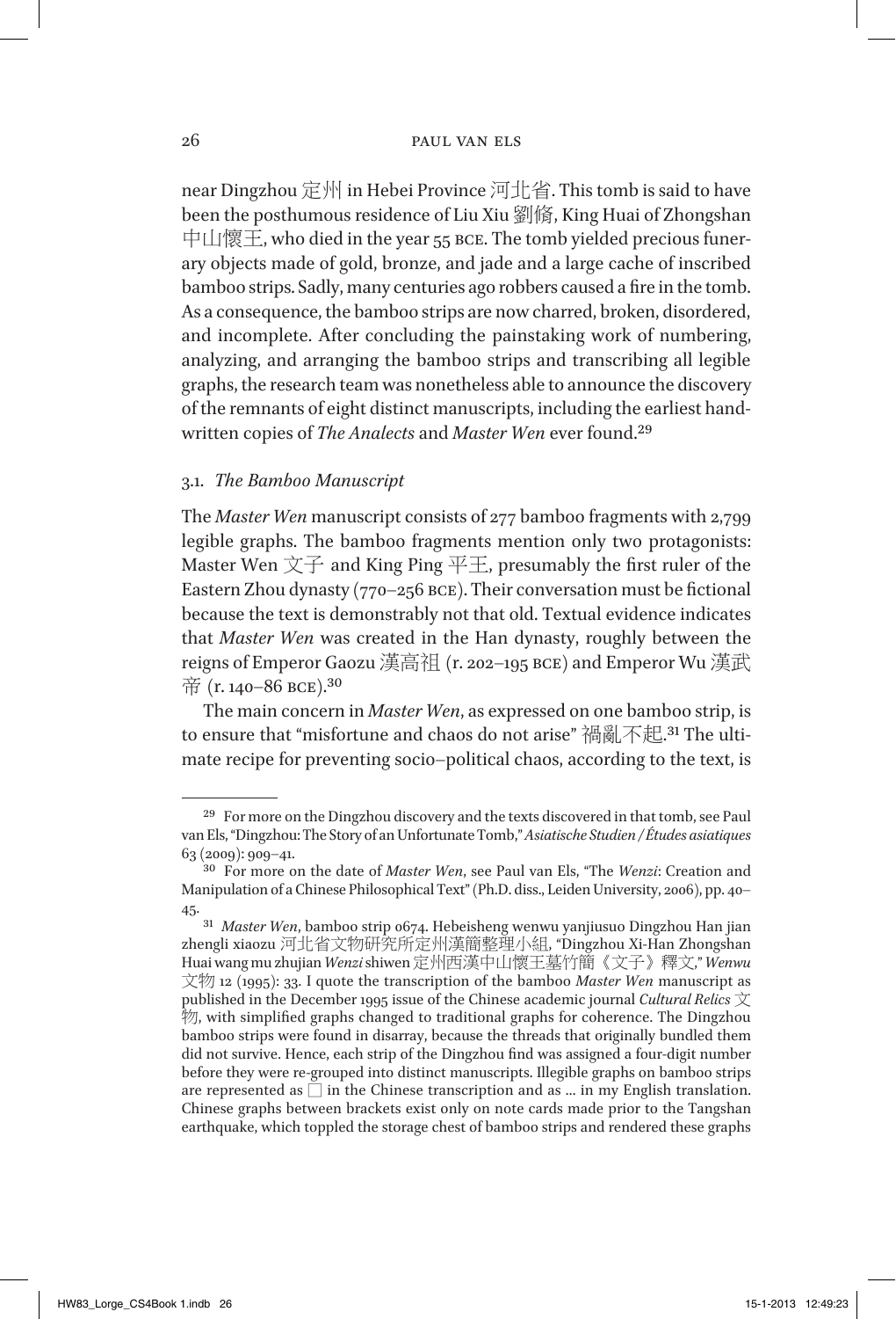near Dingzhou 定州 in Hebei Province 河北省. This tomb is said to have been the posthumous residence of Liu Xiu 劉脩, King Huai of Zhongshan 中山懷王, who died in the year 55 BCE. The tomb yielded precious funerary objects made of gold, bronze, and jade and a large cache of inscribed bamboo strips. Sadly, many centuries ago robbers caused a fire in the tomb. As a consequence, the bamboo strips are now charred, broken, disordered, and incomplete. After concluding the painstaking work of numbering, analyzing, and arranging the bamboo strips and transcribing all legible graphs, the research team was nonetheless able to announce the discovery of the remnants of eight distinct manuscripts, including the earliest handwritten copies of *The Analects* and *Master Wen* ever found.[29]

### 3.1. *The Bamboo Manuscript*

The *Master Wen* manuscript consists of 277 bamboo fragments with 2,799 legible graphs. The bamboo fragments mention only two protagonists: Master Wen 文子 and King Ping 平王, presumably the first ruler of the Eastern Zhou dynasty (770–256 BCE). Their conversation must be fictional because the text is demonstrably not that old. Textual evidence indicates that *Master Wen* was created in the Han dynasty, roughly between the reigns of Emperor Gaozu 漢高祖 (r. 202–195 BCE) and Emperor Wu 漢武帝 (r. 140–86 BCE).[30]

The main concern in *Master Wen*, as expressed on one bamboo strip, is to ensure that "misfortune and chaos do not arise" 禍亂不起.[31] The ultimate recipe for preventing socio–political chaos, according to the text, is

---

[29] For more on the Dingzhou discovery and the texts discovered in that tomb, see Paul van Els, "Dingzhou: The Story of an Unfortunate Tomb," *Asiatische Studien / Études asiatiques* 63 (2009): 909–41.

[30] For more on the date of *Master Wen*, see Paul van Els, "The *Wenzi*: Creation and Manipulation of a Chinese Philosophical Text" (Ph.D. diss., Leiden University, 2006), pp. 40–45.

[31] *Master Wen*, bamboo strip 0674. Hebeisheng wenwu yanjiusuo Dingzhou Han jian zhengli xiaozu 河北省文物研究所定州漢簡整理小組, "Dingzhou Xi-Han Zhongshan Huai wang mu zhujian *Wenzi* shiwen 定州西漢中山懷王墓竹簡《文子》釋文," *Wenwu* 文物 12 (1995): 33. I quote the transcription of the bamboo *Master Wen* manuscript as published in the December 1995 issue of the Chinese academic journal *Cultural Relics* 文物, with simplified graphs changed to traditional graphs for coherence. The Dingzhou bamboo strips were found in disarray, because the threads that originally bundled them did not survive. Hence, each strip of the Dingzhou find was assigned a four-digit number before they were re-grouped into distinct manuscripts. Illegible graphs on bamboo strips are represented as □ in the Chinese transcription and as … in my English translation. Chinese graphs between brackets exist only on note cards made prior to the Tangshan earthquake, which toppled the storage chest of bamboo strips and rendered these graphs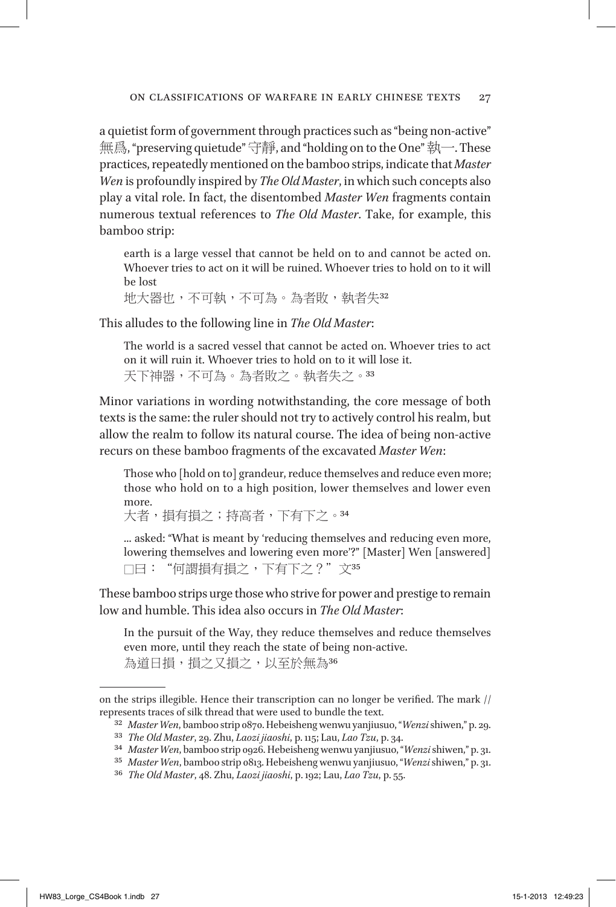a quietist form of government through practices such as "being non-active" 無爲, "preserving quietude" 守靜, and "holding on to the One" 執一. These practices, repeatedly mentioned on the bamboo strips, indicate that *Master Wen* is profoundly inspired by *The Old Master*, in which such concepts also play a vital role. In fact, the disentombed *Master Wen* fragments contain numerous textual references to *The Old Master*. Take, for example, this bamboo strip:

> earth is a large vessel that cannot be held on to and cannot be acted on. Whoever tries to act on it will be ruined. Whoever tries to hold on to it will be lost
> 地大器也，不可執，不可為。為者敗，執者失[32]

This alludes to the following line in *The Old Master*:

> The world is a sacred vessel that cannot be acted on. Whoever tries to act on it will ruin it. Whoever tries to hold on to it will lose it.
> 天下神器，不可為。為者敗之。執者失之。[33]

Minor variations in wording notwithstanding, the core message of both texts is the same: the ruler should not try to actively control his realm, but allow the realm to follow its natural course. The idea of being non-active recurs on these bamboo fragments of the excavated *Master Wen*:

> Those who [hold on to] grandeur, reduce themselves and reduce even more; those who hold on to a high position, lower themselves and lower even more.
> 大者，損有損之；持高者，下有下之。[34]

> ... asked: "What is meant by 'reducing themselves and reducing even more, lowering themselves and lowering even more'?" [Master] Wen [answered]
> □曰："何謂損有損之，下有下之？"文[35]

These bamboo strips urge those who strive for power and prestige to remain low and humble. This idea also occurs in *The Old Master*:

> In the pursuit of the Way, they reduce themselves and reduce themselves even more, until they reach the state of being non-active.
> 為道日損，損之又損之，以至於無為[36]

---

on the strips illegible. Hence their transcription can no longer be verified. The mark // represents traces of silk thread that were used to bundle the text.

[32] *Master Wen*, bamboo strip 0870. Hebeisheng wenwu yanjiusuo, "*Wenzi* shiwen," p. 29.

[33] *The Old Master*, 29. Zhu, *Laozi jiaoshi*, p. 115; Lau, *Lao Tzu*, p. 34.

[34] *Master Wen*, bamboo strip 0926. Hebeisheng wenwu yanjiusuo, "*Wenzi* shiwen," p. 31.

[35] *Master Wen*, bamboo strip 0813. Hebeisheng wenwu yanjiusuo, "*Wenzi* shiwen," p. 31.

[36] *The Old Master*, 48. Zhu, *Laozi jiaoshi*, p. 192; Lau, *Lao Tzu*, p. 55.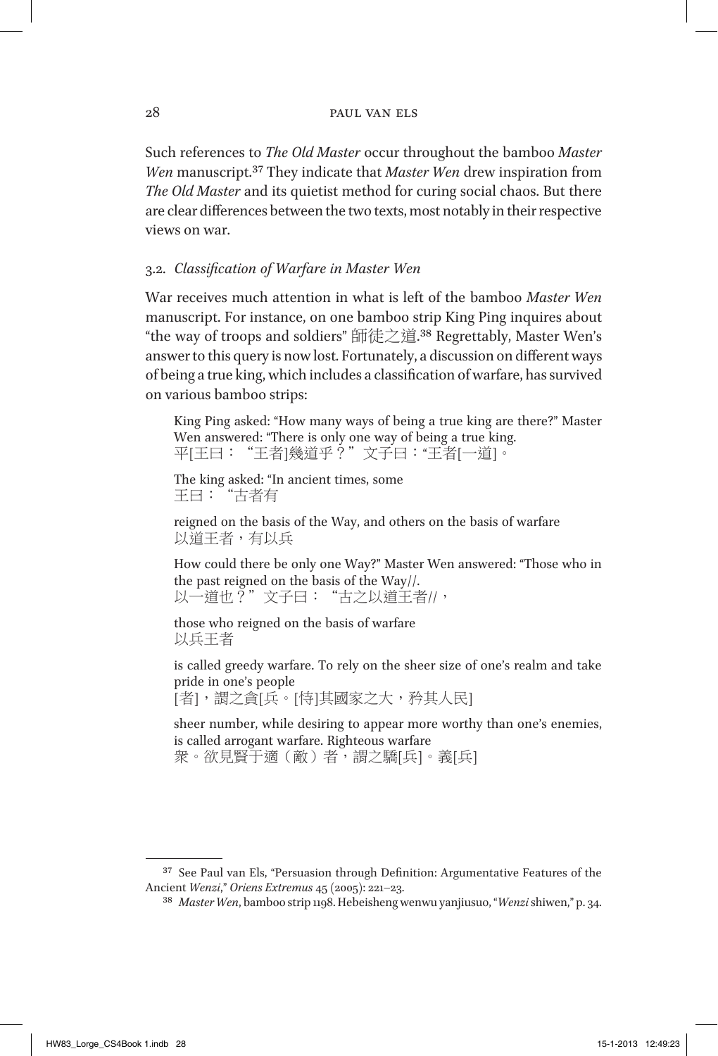Such references to *The Old Master* occur throughout the bamboo *Master Wen* manuscript.[37] They indicate that *Master Wen* drew inspiration from *The Old Master* and its quietist method for curing social chaos. But there are clear differences between the two texts, most notably in their respective views on war.

### 3.2. *Classification of Warfare in Master Wen*

War receives much attention in what is left of the bamboo *Master Wen* manuscript. For instance, on one bamboo strip King Ping inquires about "the way of troops and soldiers" 師徒之道.[38] Regrettably, Master Wen's answer to this query is now lost. Fortunately, a discussion on different ways of being a true king, which includes a classification of warfare, has survived on various bamboo strips:

> King Ping asked: "How many ways of being a true king are there?" Master Wen answered: "There is only one way of being a true king.
> 平[王曰："王者]幾道乎？" 文子曰："王者[一道]。
>
> The king asked: "In ancient times, some
> 王曰："古者有
>
> reigned on the basis of the Way, and others on the basis of warfare
> 以道王者，有以兵
>
> How could there be only one Way?" Master Wen answered: "Those who in the past reigned on the basis of the Way//.
> 以一道也？" 文子曰："古之以道王者//，
>
> those who reigned on the basis of warfare
> 以兵王者
>
> is called greedy warfare. To rely on the sheer size of one's realm and take pride in one's people
> [者]，謂之貪[兵。[恃]其國家之大，矜其人民]
>
> sheer number, while desiring to appear more worthy than one's enemies, is called arrogant warfare. Righteous warfare
> 衆。欲見賢于適（敵）者，謂之驕[兵]。義[兵]

---

[37] See Paul van Els, "Persuasion through Definition: Argumentative Features of the Ancient *Wenzi*," *Oriens Extremus* 45 (2005): 221–23.

[38] *Master Wen*, bamboo strip 1198. Hebeisheng wenwu yanjiusuo, "*Wenzi* shiwen," p. 34.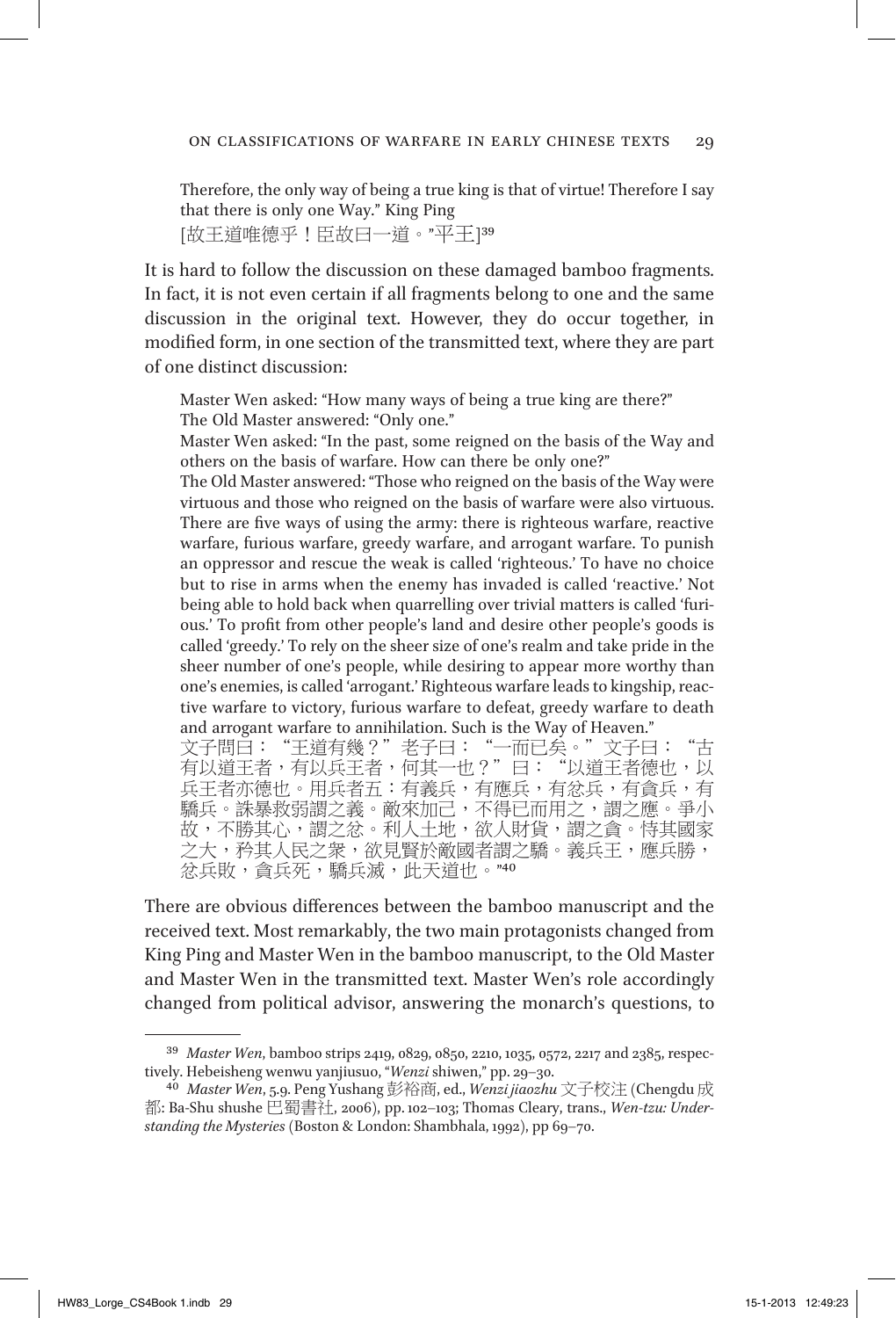> Therefore, the only way of being a true king is that of virtue! Therefore I say that there is only one Way." King Ping
> [故王道唯德乎！臣故曰一道。"平王][39]

It is hard to follow the discussion on these damaged bamboo fragments. In fact, it is not even certain if all fragments belong to one and the same discussion in the original text. However, they do occur together, in modified form, in one section of the transmitted text, where they are part of one distinct discussion:

> Master Wen asked: "How many ways of being a true king are there?"
> The Old Master answered: "Only one."
> Master Wen asked: "In the past, some reigned on the basis of the Way and others on the basis of warfare. How can there be only one?"
> The Old Master answered: "Those who reigned on the basis of the Way were virtuous and those who reigned on the basis of warfare were also virtuous. There are five ways of using the army: there is righteous warfare, reactive warfare, furious warfare, greedy warfare, and arrogant warfare. To punish an oppressor and rescue the weak is called 'righteous.' To have no choice but to rise in arms when the enemy has invaded is called 'reactive.' Not being able to hold back when quarrelling over trivial matters is called 'furious.' To profit from other people's land and desire other people's goods is called 'greedy.' To rely on the sheer size of one's realm and take pride in the sheer number of one's people, while desiring to appear more worthy than one's enemies, is called 'arrogant.' Righteous warfare leads to kingship, reactive warfare to victory, furious warfare to defeat, greedy warfare to death and arrogant warfare to annihilation. Such is the Way of Heaven."
> 文子問曰："王道有幾？"老子曰："一而已矣。"文子曰："古有以道王者，有以兵王者，何其一也？"曰："以道王者德也，以兵王者亦德也。用兵者五：有義兵，有應兵，有忿兵，有貪兵，有驕兵。誅暴救弱謂之義。敵來加己，不得已而用之，謂之應。爭小故，不勝其心，謂之忿。利人土地，欲人財貨，謂之貪。恃其國家之大，矜其人民之衆，欲見賢於敵國者謂之驕。義兵王，應兵勝，忿兵敗，貪兵死，驕兵滅，此天道也。"[40]

There are obvious differences between the bamboo manuscript and the received text. Most remarkably, the two main protagonists changed from King Ping and Master Wen in the bamboo manuscript, to the Old Master and Master Wen in the transmitted text. Master Wen's role accordingly changed from political advisor, answering the monarch's questions, to

---

[39] *Master Wen*, bamboo strips 2419, 0829, 0850, 2210, 1035, 0572, 2217 and 2385, respectively. Hebeisheng wenwu yanjiusuo, "*Wenzi* shiwen," pp. 29–30.

[40] *Master Wen*, 5.9. Peng Yushang 彭裕商, ed., *Wenzi jiaozhu* 文子校注 (Chengdu 成都: Ba-Shu shushe 巴蜀書社, 2006), pp. 102–103; Thomas Cleary, trans., *Wen-tzu: Understanding the Mysteries* (Boston & London: Shambhala, 1992), pp 69–70.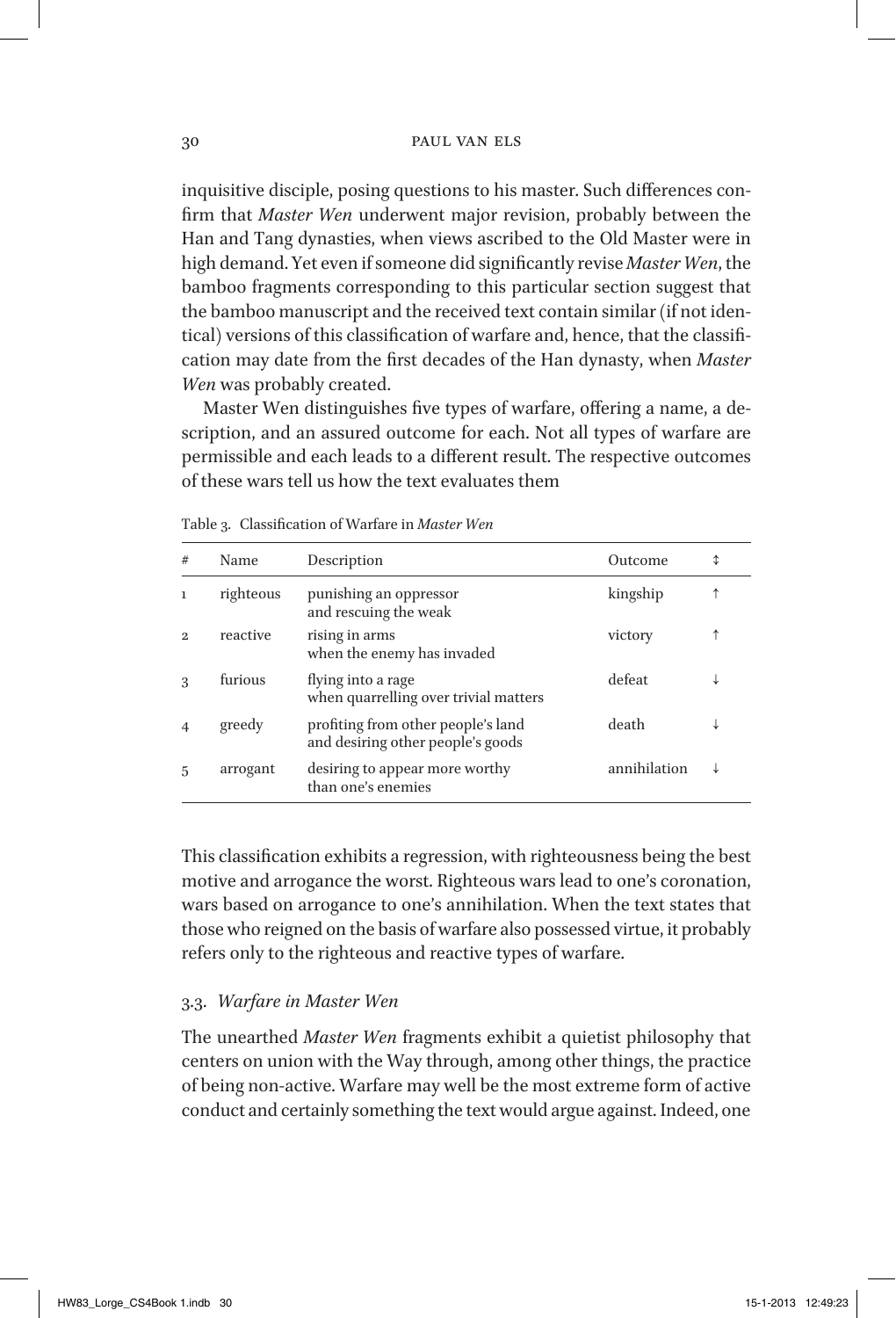inquisitive disciple, posing questions to his master. Such differences confirm that *Master Wen* underwent major revision, probably between the Han and Tang dynasties, when views ascribed to the Old Master were in high demand. Yet even if someone did significantly revise *Master Wen*, the bamboo fragments corresponding to this particular section suggest that the bamboo manuscript and the received text contain similar (if not identical) versions of this classification of warfare and, hence, that the classification may date from the first decades of the Han dynasty, when *Master Wen* was probably created.

Master Wen distinguishes five types of warfare, offering a name, a description, and an assured outcome for each. Not all types of warfare are permissible and each leads to a different result. The respective outcomes of these wars tell us how the text evaluates them

Table 3. Classification of Warfare in *Master Wen*

| # | Name | Description | Outcome | ↕ |
|---|---|---|---|---|
| 1 | righteous | punishing an oppressor and rescuing the weak | kingship | ↑ |
| 2 | reactive | rising in arms when the enemy has invaded | victory | ↑ |
| 3 | furious | flying into a rage when quarrelling over trivial matters | defeat | ↓ |
| 4 | greedy | profiting from other people's land and desiring other people's goods | death | ↓ |
| 5 | arrogant | desiring to appear more worthy than one's enemies | annihilation | ↓ |

This classification exhibits a regression, with righteousness being the best motive and arrogance the worst. Righteous wars lead to one's coronation, wars based on arrogance to one's annihilation. When the text states that those who reigned on the basis of warfare also possessed virtue, it probably refers only to the righteous and reactive types of warfare.

### 3.3. *Warfare in Master Wen*

The unearthed *Master Wen* fragments exhibit a quietist philosophy that centers on union with the Way through, among other things, the practice of being non-active. Warfare may well be the most extreme form of active conduct and certainly something the text would argue against. Indeed, one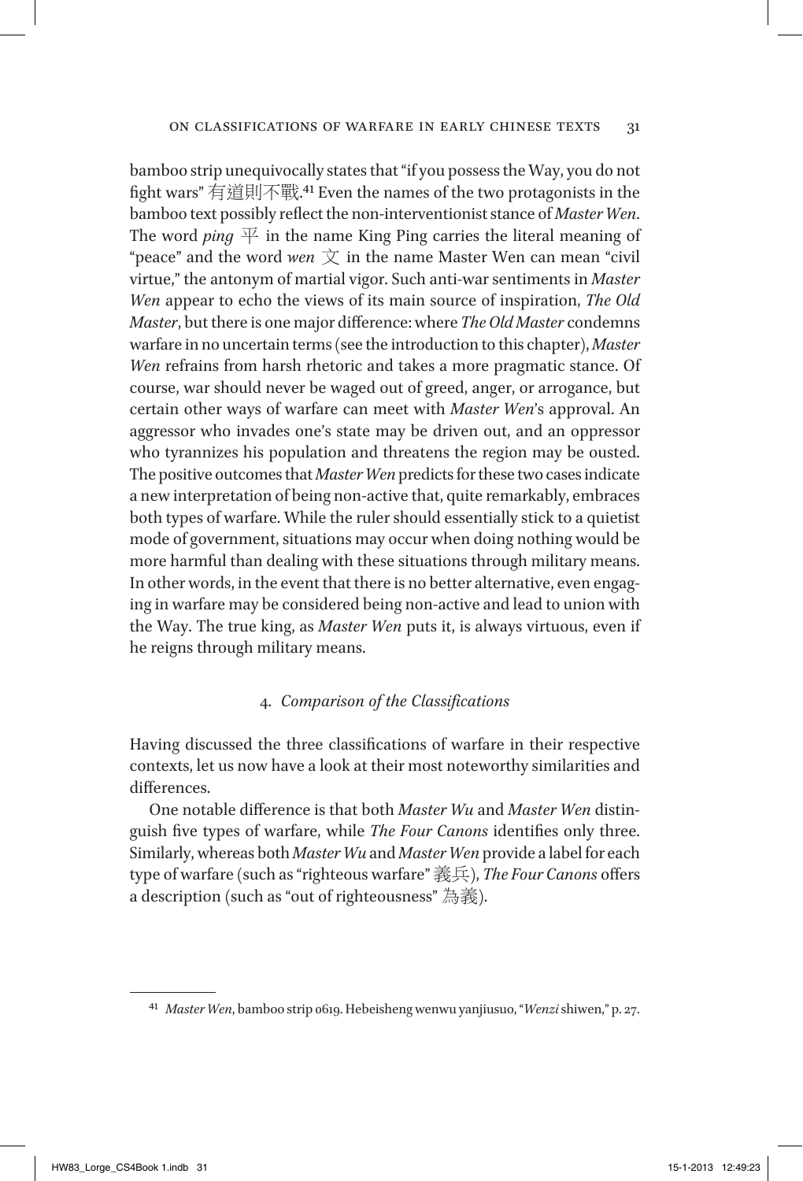bamboo strip unequivocally states that "if you possess the Way, you do not fight wars" 有道則不戰.[41] Even the names of the two protagonists in the bamboo text possibly reflect the non-interventionist stance of *Master Wen*. The word *ping* 平 in the name King Ping carries the literal meaning of "peace" and the word *wen* 文 in the name Master Wen can mean "civil virtue," the antonym of martial vigor. Such anti-war sentiments in *Master Wen* appear to echo the views of its main source of inspiration, *The Old Master*, but there is one major difference: where *The Old Master* condemns warfare in no uncertain terms (see the introduction to this chapter), *Master Wen* refrains from harsh rhetoric and takes a more pragmatic stance. Of course, war should never be waged out of greed, anger, or arrogance, but certain other ways of warfare can meet with *Master Wen*'s approval. An aggressor who invades one's state may be driven out, and an oppressor who tyrannizes his population and threatens the region may be ousted. The positive outcomes that *Master Wen* predicts for these two cases indicate a new interpretation of being non-active that, quite remarkably, embraces both types of warfare. While the ruler should essentially stick to a quietist mode of government, situations may occur when doing nothing would be more harmful than dealing with these situations through military means. In other words, in the event that there is no better alternative, even engaging in warfare may be considered being non-active and lead to union with the Way. The true king, as *Master Wen* puts it, is always virtuous, even if he reigns through military means.

## 4. *Comparison of the Classifications*

Having discussed the three classifications of warfare in their respective contexts, let us now have a look at their most noteworthy similarities and differences.

One notable difference is that both *Master Wu* and *Master Wen* distinguish five types of warfare, while *The Four Canons* identifies only three. Similarly, whereas both *Master Wu* and *Master Wen* provide a label for each type of warfare (such as "righteous warfare" 義兵), *The Four Canons* offers a description (such as "out of righteousness" 為義).

---

[41] *Master Wen*, bamboo strip 0619. Hebeisheng wenwu yanjiusuo, "*Wenzi* shiwen," p. 27.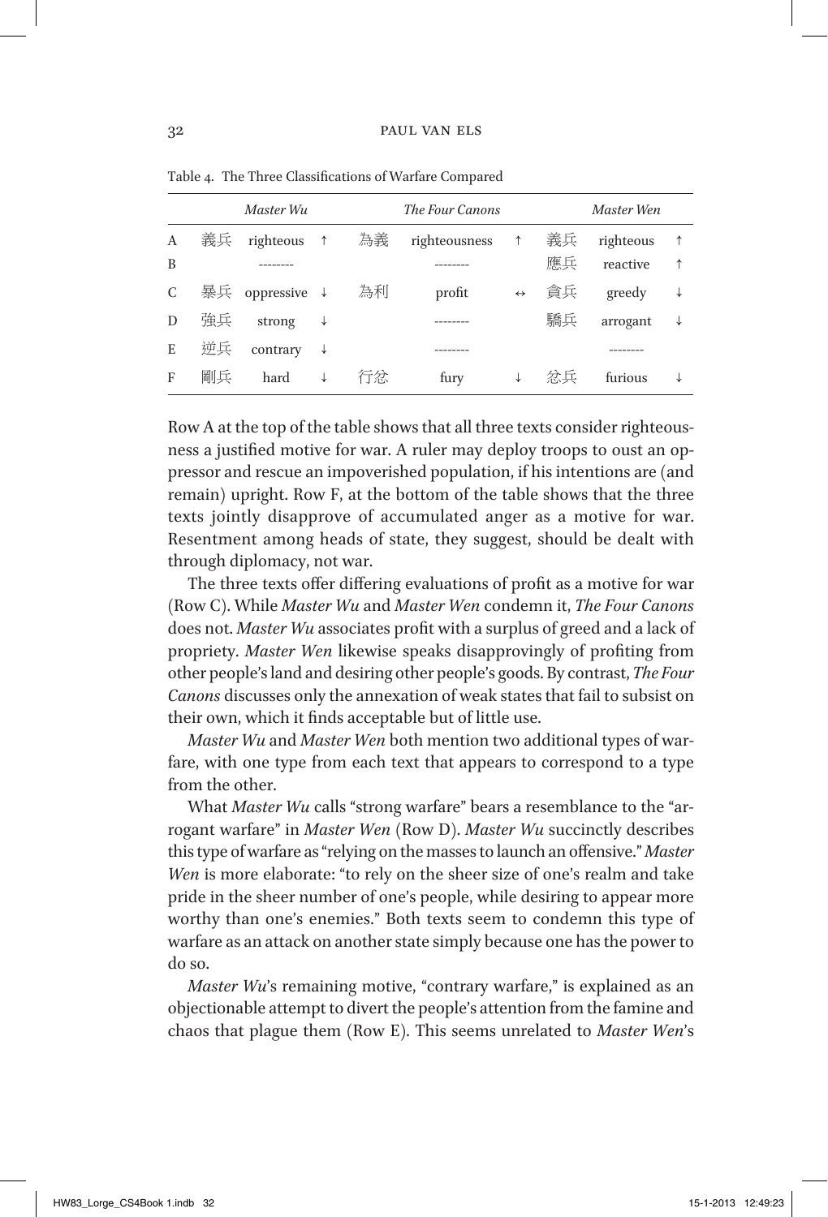Table 4. The Three Classifications of Warfare Compared

| | *Master Wu* | | | *The Four Canons* | | | *Master Wen* | | |
|---|---|---|---|---|---|---|---|---|---|
| A | 義兵 | righteous | ↑ | 為義 | righteousness | ↑ | 義兵 | righteous | ↑ |
| B | | -------- | | | -------- | | 應兵 | reactive | ↑ |
| C | 暴兵 | oppressive | ↓ | 為利 | profit | ↔ | 貪兵 | greedy | ↓ |
| D | 強兵 | strong | ↓ | | -------- | | 驕兵 | arrogant | ↓ |
| E | 逆兵 | contrary | ↓ | | -------- | | | -------- | |
| F | 剛兵 | hard | ↓ | 行忿 | fury | ↓ | 忿兵 | furious | ↓ |

Row A at the top of the table shows that all three texts consider righteousness a justified motive for war. A ruler may deploy troops to oust an oppressor and rescue an impoverished population, if his intentions are (and remain) upright. Row F, at the bottom of the table shows that the three texts jointly disapprove of accumulated anger as a motive for war. Resentment among heads of state, they suggest, should be dealt with through diplomacy, not war.

The three texts offer differing evaluations of profit as a motive for war (Row C). While *Master Wu* and *Master Wen* condemn it, *The Four Canons* does not. *Master Wu* associates profit with a surplus of greed and a lack of propriety. *Master Wen* likewise speaks disapprovingly of profiting from other people's land and desiring other people's goods. By contrast, *The Four Canons* discusses only the annexation of weak states that fail to subsist on their own, which it finds acceptable but of little use.

*Master Wu* and *Master Wen* both mention two additional types of warfare, with one type from each text that appears to correspond to a type from the other.

What *Master Wu* calls "strong warfare" bears a resemblance to the "arrogant warfare" in *Master Wen* (Row D). *Master Wu* succinctly describes this type of warfare as "relying on the masses to launch an offensive." *Master Wen* is more elaborate: "to rely on the sheer size of one's realm and take pride in the sheer number of one's people, while desiring to appear more worthy than one's enemies." Both texts seem to condemn this type of warfare as an attack on another state simply because one has the power to do so.

*Master Wu*'s remaining motive, "contrary warfare," is explained as an objectionable attempt to divert the people's attention from the famine and chaos that plague them (Row E). This seems unrelated to *Master Wen*'s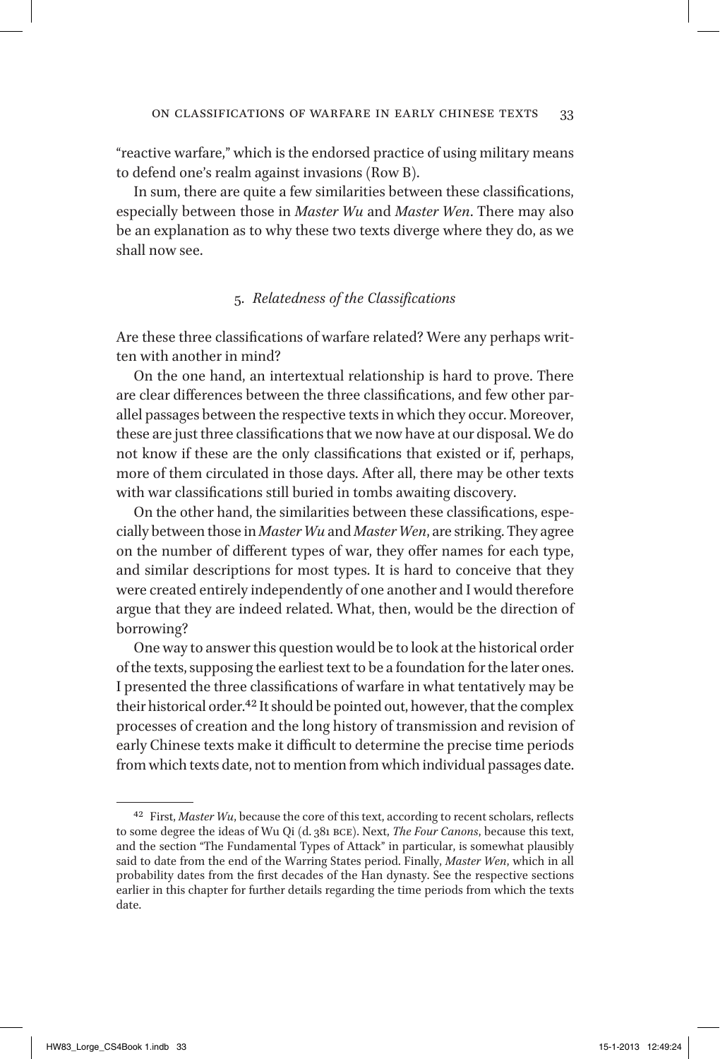"reactive warfare," which is the endorsed practice of using military means to defend one's realm against invasions (Row B).

In sum, there are quite a few similarities between these classifications, especially between those in *Master Wu* and *Master Wen*. There may also be an explanation as to why these two texts diverge where they do, as we shall now see.

### 5. *Relatedness of the Classifications*

Are these three classifications of warfare related? Were any perhaps written with another in mind?

On the one hand, an intertextual relationship is hard to prove. There are clear differences between the three classifications, and few other parallel passages between the respective texts in which they occur. Moreover, these are just three classifications that we now have at our disposal. We do not know if these are the only classifications that existed or if, perhaps, more of them circulated in those days. After all, there may be other texts with war classifications still buried in tombs awaiting discovery.

On the other hand, the similarities between these classifications, especially between those in *Master Wu* and *Master Wen*, are striking. They agree on the number of different types of war, they offer names for each type, and similar descriptions for most types. It is hard to conceive that they were created entirely independently of one another and I would therefore argue that they are indeed related. What, then, would be the direction of borrowing?

One way to answer this question would be to look at the historical order of the texts, supposing the earliest text to be a foundation for the later ones. I presented the three classifications of warfare in what tentatively may be their historical order.[42] It should be pointed out, however, that the complex processes of creation and the long history of transmission and revision of early Chinese texts make it difficult to determine the precise time periods from which texts date, not to mention from which individual passages date.

---

[42] First, *Master Wu*, because the core of this text, according to recent scholars, reflects to some degree the ideas of Wu Qi (d. 381 BCE). Next, *The Four Canons*, because this text, and the section "The Fundamental Types of Attack" in particular, is somewhat plausibly said to date from the end of the Warring States period. Finally, *Master Wen*, which in all probability dates from the first decades of the Han dynasty. See the respective sections earlier in this chapter for further details regarding the time periods from which the texts date.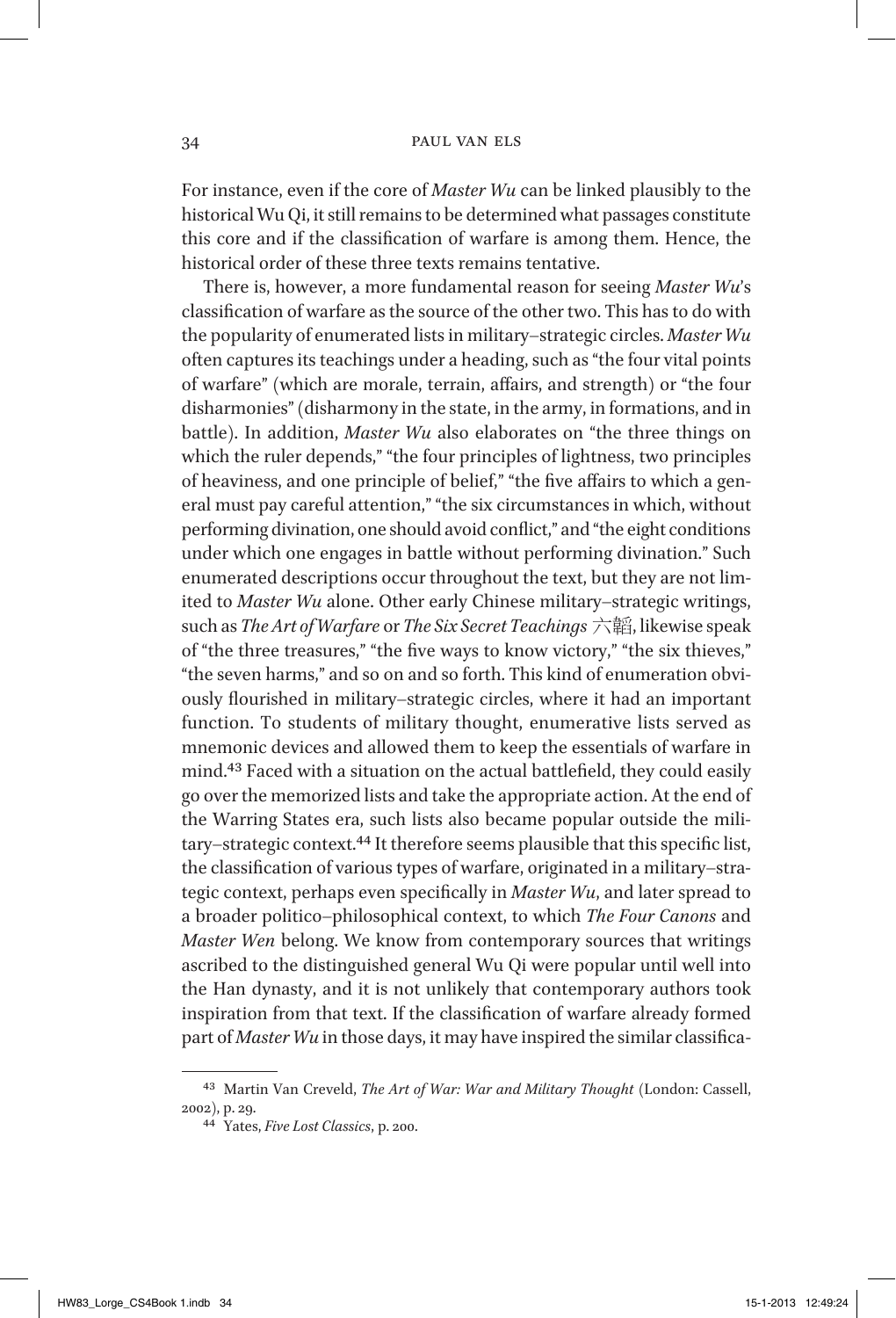For instance, even if the core of *Master Wu* can be linked plausibly to the historical Wu Qi, it still remains to be determined what passages constitute this core and if the classification of warfare is among them. Hence, the historical order of these three texts remains tentative.

There is, however, a more fundamental reason for seeing *Master Wu*'s classification of warfare as the source of the other two. This has to do with the popularity of enumerated lists in military–strategic circles. *Master Wu* often captures its teachings under a heading, such as "the four vital points of warfare" (which are morale, terrain, affairs, and strength) or "the four disharmonies" (disharmony in the state, in the army, in formations, and in battle). In addition, *Master Wu* also elaborates on "the three things on which the ruler depends," "the four principles of lightness, two principles of heaviness, and one principle of belief," "the five affairs to which a general must pay careful attention," "the six circumstances in which, without performing divination, one should avoid conflict," and "the eight conditions under which one engages in battle without performing divination." Such enumerated descriptions occur throughout the text, but they are not limited to *Master Wu* alone. Other early Chinese military–strategic writings, such as *The Art of Warfare* or *The Six Secret Teachings* 六韜, likewise speak of "the three treasures," "the five ways to know victory," "the six thieves," "the seven harms," and so on and so forth. This kind of enumeration obviously flourished in military–strategic circles, where it had an important function. To students of military thought, enumerative lists served as mnemonic devices and allowed them to keep the essentials of warfare in mind.[43] Faced with a situation on the actual battlefield, they could easily go over the memorized lists and take the appropriate action. At the end of the Warring States era, such lists also became popular outside the military–strategic context.[44] It therefore seems plausible that this specific list, the classification of various types of warfare, originated in a military–strategic context, perhaps even specifically in *Master Wu*, and later spread to a broader politico–philosophical context, to which *The Four Canons* and *Master Wen* belong. We know from contemporary sources that writings ascribed to the distinguished general Wu Qi were popular until well into the Han dynasty, and it is not unlikely that contemporary authors took inspiration from that text. If the classification of warfare already formed part of *Master Wu* in those days, it may have inspired the similar classifica-

---

[43] Martin Van Creveld, *The Art of War: War and Military Thought* (London: Cassell, 2002), p. 29.

[44] Yates, *Five Lost Classics*, p. 200.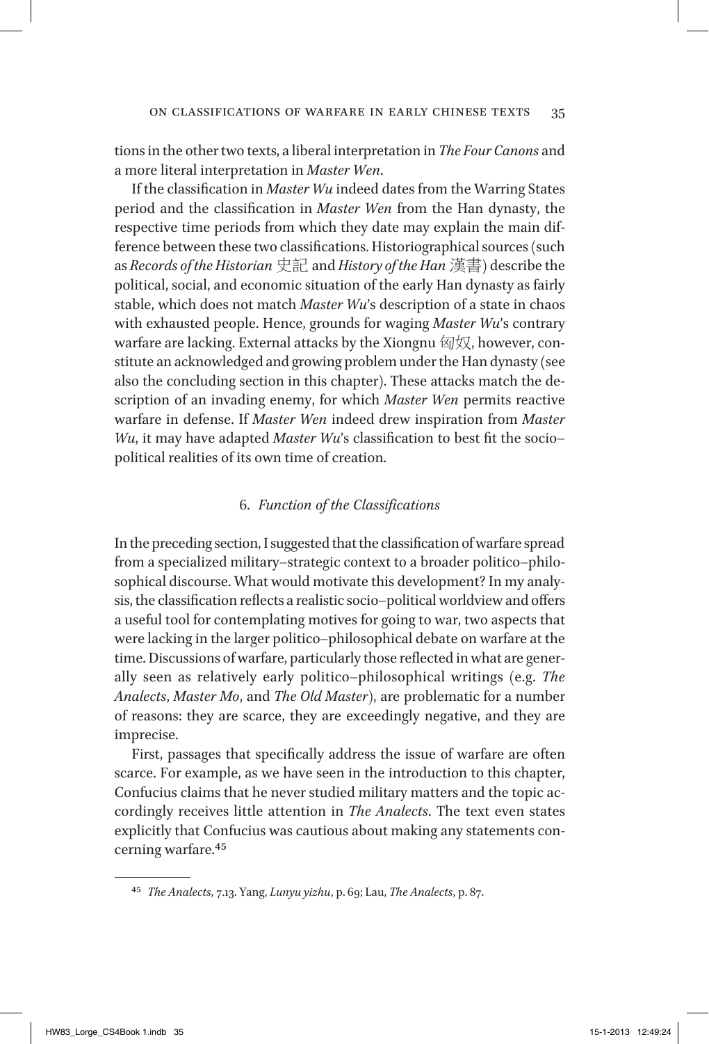tions in the other two texts, a liberal interpretation in *The Four Canons* and a more literal interpretation in *Master Wen*.

If the classification in *Master Wu* indeed dates from the Warring States period and the classification in *Master Wen* from the Han dynasty, the respective time periods from which they date may explain the main difference between these two classifications. Historiographical sources (such as *Records of the Historian* 史記 and *History of the Han* 漢書) describe the political, social, and economic situation of the early Han dynasty as fairly stable, which does not match *Master Wu*'s description of a state in chaos with exhausted people. Hence, grounds for waging *Master Wu*'s contrary warfare are lacking. External attacks by the Xiongnu 匈奴, however, constitute an acknowledged and growing problem under the Han dynasty (see also the concluding section in this chapter). These attacks match the description of an invading enemy, for which *Master Wen* permits reactive warfare in defense. If *Master Wen* indeed drew inspiration from *Master Wu*, it may have adapted *Master Wu*'s classification to best fit the socio–political realities of its own time of creation.

## 6. *Function of the Classifications*

In the preceding section, I suggested that the classification of warfare spread from a specialized military–strategic context to a broader politico–philosophical discourse. What would motivate this development? In my analysis, the classification reflects a realistic socio–political worldview and offers a useful tool for contemplating motives for going to war, two aspects that were lacking in the larger politico–philosophical debate on warfare at the time. Discussions of warfare, particularly those reflected in what are generally seen as relatively early politico–philosophical writings (e.g. *The Analects*, *Master Mo*, and *The Old Master*), are problematic for a number of reasons: they are scarce, they are exceedingly negative, and they are imprecise.

First, passages that specifically address the issue of warfare are often scarce. For example, as we have seen in the introduction to this chapter, Confucius claims that he never studied military matters and the topic accordingly receives little attention in *The Analects*. The text even states explicitly that Confucius was cautious about making any statements concerning warfare.[45]

---

[45] *The Analects*, 7.13. Yang, *Lunyu yizhu*, p. 69; Lau, *The Analects*, p. 87.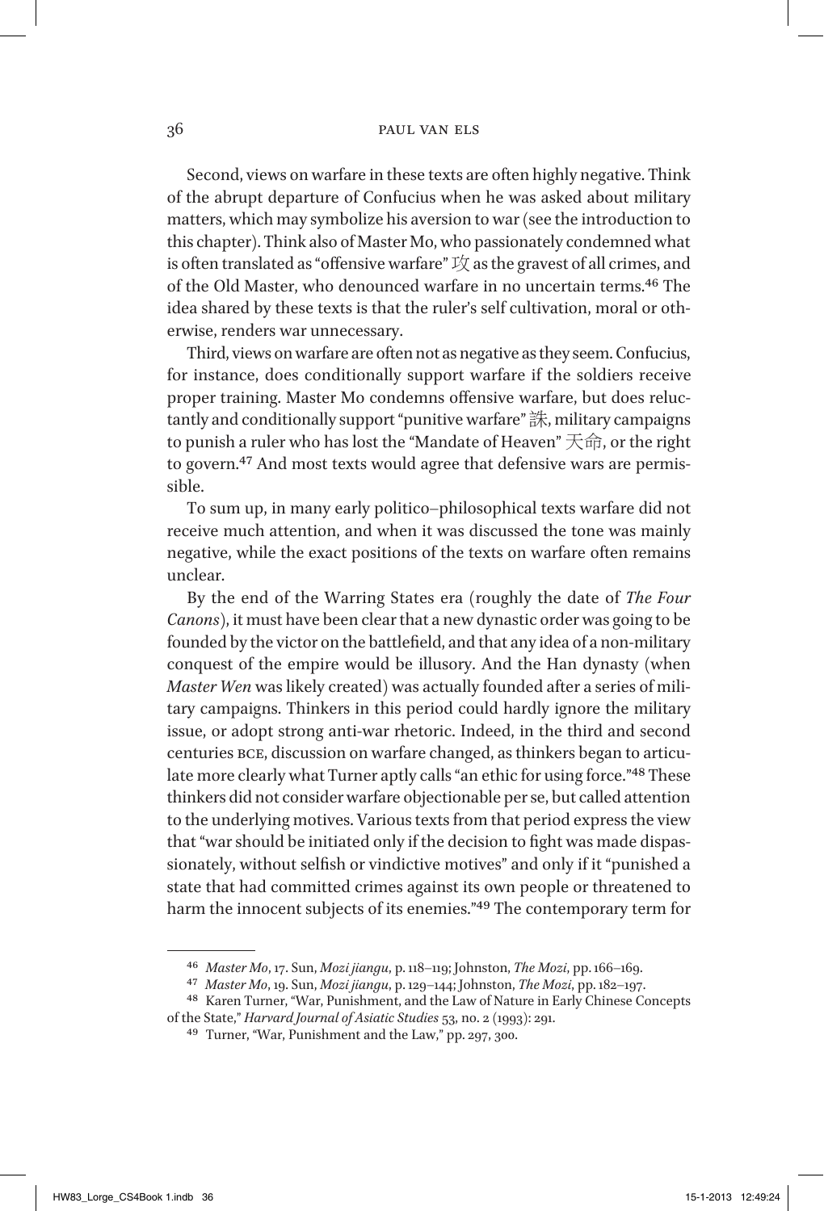Second, views on warfare in these texts are often highly negative. Think of the abrupt departure of Confucius when he was asked about military matters, which may symbolize his aversion to war (see the introduction to this chapter). Think also of Master Mo, who passionately condemned what is often translated as "offensive warfare" 攻 as the gravest of all crimes, and of the Old Master, who denounced warfare in no uncertain terms.[46] The idea shared by these texts is that the ruler's self cultivation, moral or otherwise, renders war unnecessary.

Third, views on warfare are often not as negative as they seem. Confucius, for instance, does conditionally support warfare if the soldiers receive proper training. Master Mo condemns offensive warfare, but does reluctantly and conditionally support "punitive warfare" 誅, military campaigns to punish a ruler who has lost the "Mandate of Heaven" 天命, or the right to govern.[47] And most texts would agree that defensive wars are permissible.

To sum up, in many early politico–philosophical texts warfare did not receive much attention, and when it was discussed the tone was mainly negative, while the exact positions of the texts on warfare often remains unclear.

By the end of the Warring States era (roughly the date of *The Four Canons*), it must have been clear that a new dynastic order was going to be founded by the victor on the battlefield, and that any idea of a non-military conquest of the empire would be illusory. And the Han dynasty (when *Master Wen* was likely created) was actually founded after a series of military campaigns. Thinkers in this period could hardly ignore the military issue, or adopt strong anti-war rhetoric. Indeed, in the third and second centuries BCE, discussion on warfare changed, as thinkers began to articulate more clearly what Turner aptly calls "an ethic for using force."[48] These thinkers did not consider warfare objectionable per se, but called attention to the underlying motives. Various texts from that period express the view that "war should be initiated only if the decision to fight was made dispassionately, without selfish or vindictive motives" and only if it "punished a state that had committed crimes against its own people or threatened to harm the innocent subjects of its enemies."[49] The contemporary term for

---

[46] *Master Mo*, 17. Sun, *Mozi jiangu*, p. 118–119; Johnston, *The Mozi*, pp. 166–169.

[47] *Master Mo*, 19. Sun, *Mozi jiangu*, p. 129–144; Johnston, *The Mozi*, pp. 182–197.

[48] Karen Turner, "War, Punishment, and the Law of Nature in Early Chinese Concepts of the State," *Harvard Journal of Asiatic Studies* 53, no. 2 (1993): 291.

[49] Turner, "War, Punishment and the Law," pp. 297, 300.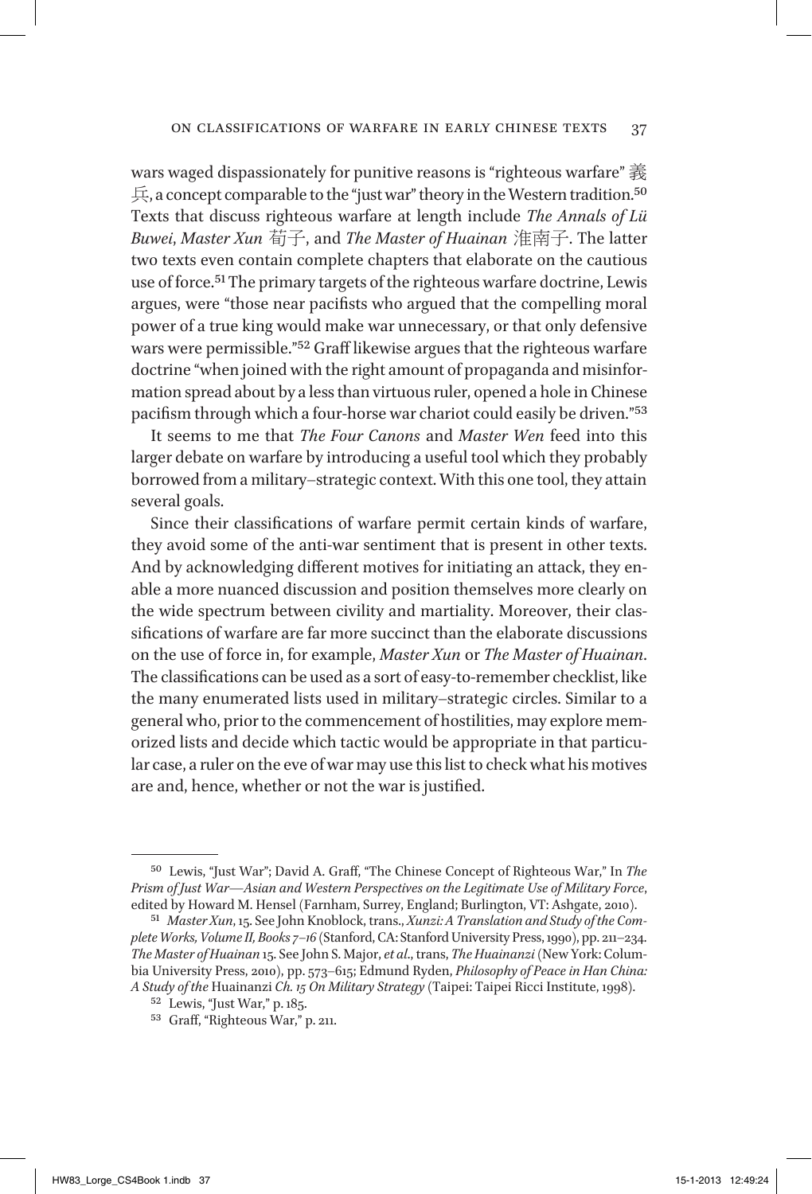wars waged dispassionately for punitive reasons is "righteous warfare" 義兵, a concept comparable to the "just war" theory in the Western tradition.[50] Texts that discuss righteous warfare at length include *The Annals of Lü Buwei*, *Master Xun* 荀子, and *The Master of Huainan* 淮南子. The latter two texts even contain complete chapters that elaborate on the cautious use of force.[51] The primary targets of the righteous warfare doctrine, Lewis argues, were "those near pacifists who argued that the compelling moral power of a true king would make war unnecessary, or that only defensive wars were permissible."[52] Graff likewise argues that the righteous warfare doctrine "when joined with the right amount of propaganda and misinformation spread about by a less than virtuous ruler, opened a hole in Chinese pacifism through which a four-horse war chariot could easily be driven."[53]

It seems to me that *The Four Canons* and *Master Wen* feed into this larger debate on warfare by introducing a useful tool which they probably borrowed from a military–strategic context. With this one tool, they attain several goals.

Since their classifications of warfare permit certain kinds of warfare, they avoid some of the anti-war sentiment that is present in other texts. And by acknowledging different motives for initiating an attack, they enable a more nuanced discussion and position themselves more clearly on the wide spectrum between civility and martiality. Moreover, their classifications of warfare are far more succinct than the elaborate discussions on the use of force in, for example, *Master Xun* or *The Master of Huainan*. The classifications can be used as a sort of easy-to-remember checklist, like the many enumerated lists used in military–strategic circles. Similar to a general who, prior to the commencement of hostilities, may explore memorized lists and decide which tactic would be appropriate in that particular case, a ruler on the eve of war may use this list to check what his motives are and, hence, whether or not the war is justified.

---

[50] Lewis, "Just War"; David A. Graff, "The Chinese Concept of Righteous War," In *The Prism of Just War—Asian and Western Perspectives on the Legitimate Use of Military Force*, edited by Howard M. Hensel (Farnham, Surrey, England; Burlington, VT: Ashgate, 2010).

[51] *Master Xun*, 15. See John Knoblock, trans., *Xunzi: A Translation and Study of the Complete Works, Volume II, Books 7–16* (Stanford, CA: Stanford University Press, 1990), pp. 211–234. *The Master of Huainan* 15. See John S. Major, *et al.*, trans, *The Huainanzi* (New York: Columbia University Press, 2010), pp. 573–615; Edmund Ryden, *Philosophy of Peace in Han China: A Study of the* Huainanzi *Ch. 15 On Military Strategy* (Taipei: Taipei Ricci Institute, 1998).

[52] Lewis, "Just War," p. 185.

[53] Graff, "Righteous War," p. 211.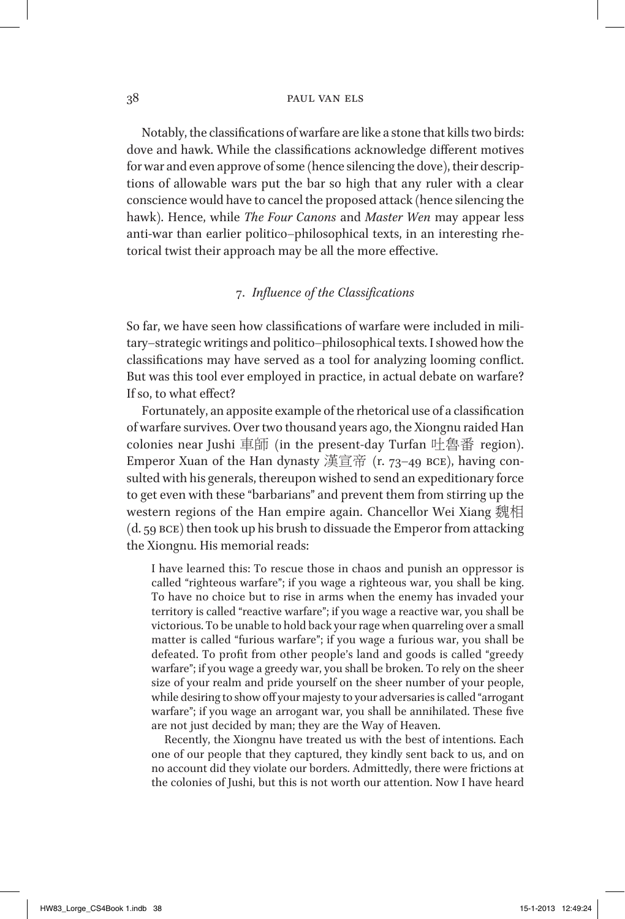Notably, the classifications of warfare are like a stone that kills two birds: dove and hawk. While the classifications acknowledge different motives for war and even approve of some (hence silencing the dove), their descriptions of allowable wars put the bar so high that any ruler with a clear conscience would have to cancel the proposed attack (hence silencing the hawk). Hence, while *The Four Canons* and *Master Wen* may appear less anti-war than earlier politico–philosophical texts, in an interesting rhetorical twist their approach may be all the more effective.

### 7. *Influence of the Classifications*

So far, we have seen how classifications of warfare were included in military–strategic writings and politico–philosophical texts. I showed how the classifications may have served as a tool for analyzing looming conflict. But was this tool ever employed in practice, in actual debate on warfare? If so, to what effect?

Fortunately, an apposite example of the rhetorical use of a classification of warfare survives. Over two thousand years ago, the Xiongnu raided Han colonies near Jushi 車師 (in the present-day Turfan 吐魯番 region). Emperor Xuan of the Han dynasty 漢宣帝 (r. 73–49 BCE), having consulted with his generals, thereupon wished to send an expeditionary force to get even with these "barbarians" and prevent them from stirring up the western regions of the Han empire again. Chancellor Wei Xiang 魏相 (d. 59 BCE) then took up his brush to dissuade the Emperor from attacking the Xiongnu. His memorial reads:

> I have learned this: To rescue those in chaos and punish an oppressor is called "righteous warfare"; if you wage a righteous war, you shall be king. To have no choice but to rise in arms when the enemy has invaded your territory is called "reactive warfare"; if you wage a reactive war, you shall be victorious. To be unable to hold back your rage when quarreling over a small matter is called "furious warfare"; if you wage a furious war, you shall be defeated. To profit from other people's land and goods is called "greedy warfare"; if you wage a greedy war, you shall be broken. To rely on the sheer size of your realm and pride yourself on the sheer number of your people, while desiring to show off your majesty to your adversaries is called "arrogant warfare"; if you wage an arrogant war, you shall be annihilated. These five are not just decided by man; they are the Way of Heaven.
>
> Recently, the Xiongnu have treated us with the best of intentions. Each one of our people that they captured, they kindly sent back to us, and on no account did they violate our borders. Admittedly, there were frictions at the colonies of Jushi, but this is not worth our attention. Now I have heard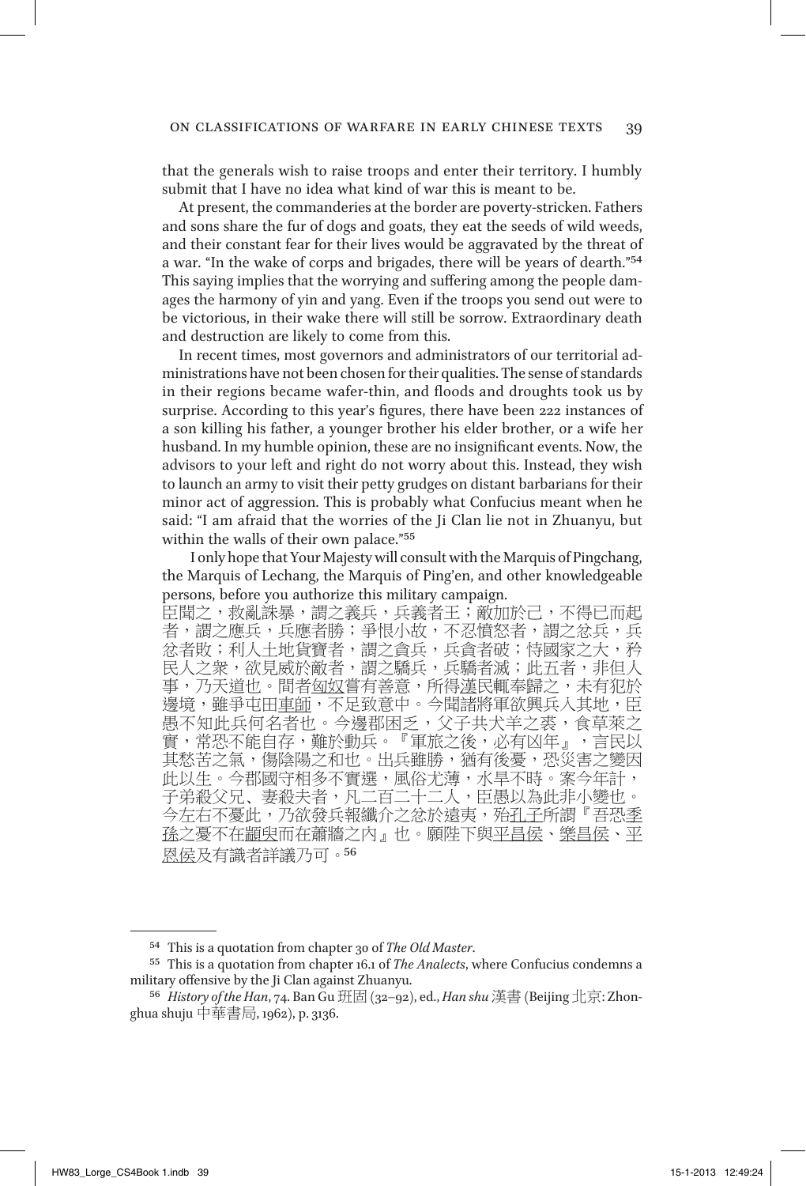that the generals wish to raise troops and enter their territory. I humbly submit that I have no idea what kind of war this is meant to be.

At present, the commanderies at the border are poverty-stricken. Fathers and sons share the fur of dogs and goats, they eat the seeds of wild weeds, and their constant fear for their lives would be aggravated by the threat of a war. "In the wake of corps and brigades, there will be years of dearth."[54] This saying implies that the worrying and suffering among the people damages the harmony of yin and yang. Even if the troops you send out were to be victorious, in their wake there will still be sorrow. Extraordinary death and destruction are likely to come from this.

In recent times, most governors and administrators of our territorial administrations have not been chosen for their qualities. The sense of standards in their regions became wafer-thin, and floods and droughts took us by surprise. According to this year's figures, there have been 222 instances of a son killing his father, a younger brother his elder brother, or a wife her husband. In my humble opinion, these are no insignificant events. Now, the advisors to your left and right do not worry about this. Instead, they wish to launch an army to visit their petty grudges on distant barbarians for their minor act of aggression. This is probably what Confucius meant when he said: "I am afraid that the worries of the Ji Clan lie not in Zhuanyu, but within the walls of their own palace."[55]

I only hope that Your Majesty will consult with the Marquis of Pingchang, the Marquis of Lechang, the Marquis of Ping'en, and other knowledgeable persons, before you authorize this military campaign.

臣聞之，救亂誅暴，謂之義兵，兵義者王；敵加於己，不得已而起者，謂之應兵，兵應者勝；爭恨小故，不忍憤怒者，謂之忿兵，兵忿者敗；利人土地貨寶者，謂之貪兵，兵貪者破；恃國家之大，矜民人之衆，欲見威於敵者，謂之驕兵，兵驕者滅；此五者，非但人事，乃天道也。間者匈奴嘗有善意，所得漢民輒奉歸之，未有犯於邊境，雖爭屯田車師，不足致意中。今聞諸將軍欲興兵入其地，臣愚不知此兵何名者也。今邊郡困乏，父子共犬羊之裘，食草萊之實，常恐不能自存，難於動兵。『軍旅之後，必有凶年』，言民以其愁苦之氣，傷陰陽之和也。出兵雖勝，猶有後憂，恐災害之變因此以生。今郡國守相多不實選，風俗尤薄，水旱不時。案今年計，子弟殺父兄、妻殺夫者，凡二百二十二人，臣愚以為此非小變也。今左右不憂此，乃欲發兵報纖介之忿於遠夷，殆孔子所謂『吾恐季孫之憂不在顓臾而在蕭牆之內』也。願陛下與平昌侯、樂昌侯、平恩侯及有識者詳議乃可。[56]

---

[54] This is a quotation from chapter 30 of *The Old Master*.

[55] This is a quotation from chapter 16.1 of *The Analects*, where Confucius condemns a military offensive by the Ji Clan against Zhuanyu.

[56] *History of the Han*, 74. Ban Gu 班固 (32–92), ed., *Han shu* 漢書 (Beijing 北京: Zhonghua shuju 中華書局, 1962), p. 3136.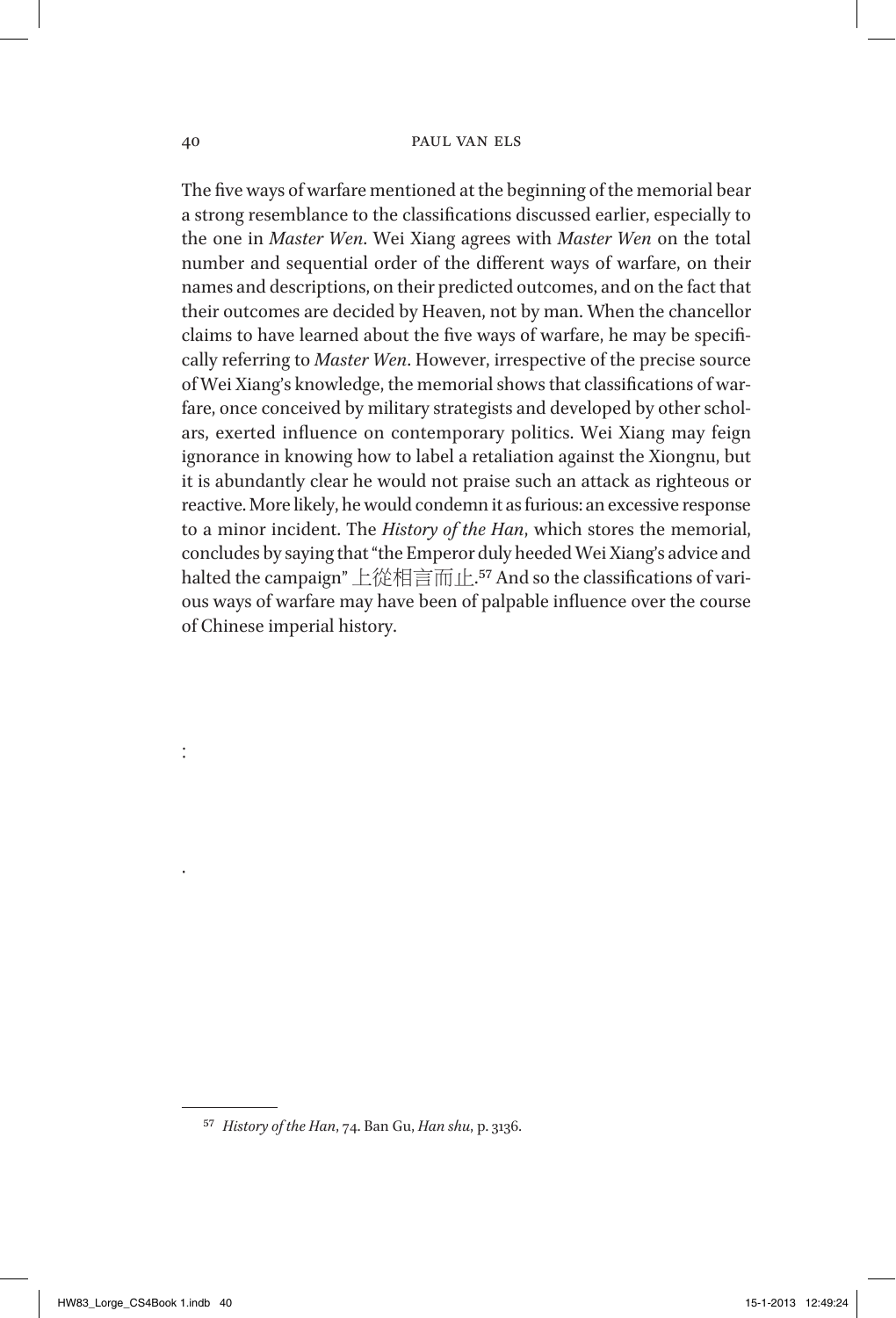The five ways of warfare mentioned at the beginning of the memorial bear a strong resemblance to the classifications discussed earlier, especially to the one in *Master Wen*. Wei Xiang agrees with *Master Wen* on the total number and sequential order of the different ways of warfare, on their names and descriptions, on their predicted outcomes, and on the fact that their outcomes are decided by Heaven, not by man. When the chancellor claims to have learned about the five ways of warfare, he may be specifically referring to *Master Wen*. However, irrespective of the precise source of Wei Xiang's knowledge, the memorial shows that classifications of warfare, once conceived by military strategists and developed by other scholars, exerted influence on contemporary politics. Wei Xiang may feign ignorance in knowing how to label a retaliation against the Xiongnu, but it is abundantly clear he would not praise such an attack as righteous or reactive. More likely, he would condemn it as furious: an excessive response to a minor incident. The *History of the Han*, which stores the memorial, concludes by saying that "the Emperor duly heeded Wei Xiang's advice and halted the campaign" 上從相言而止.[57] And so the classifications of various ways of warfare may have been of palpable influence over the course of Chinese imperial history.

[57] *History of the Han*, 74. Ban Gu, *Han shu*, p. 3136.